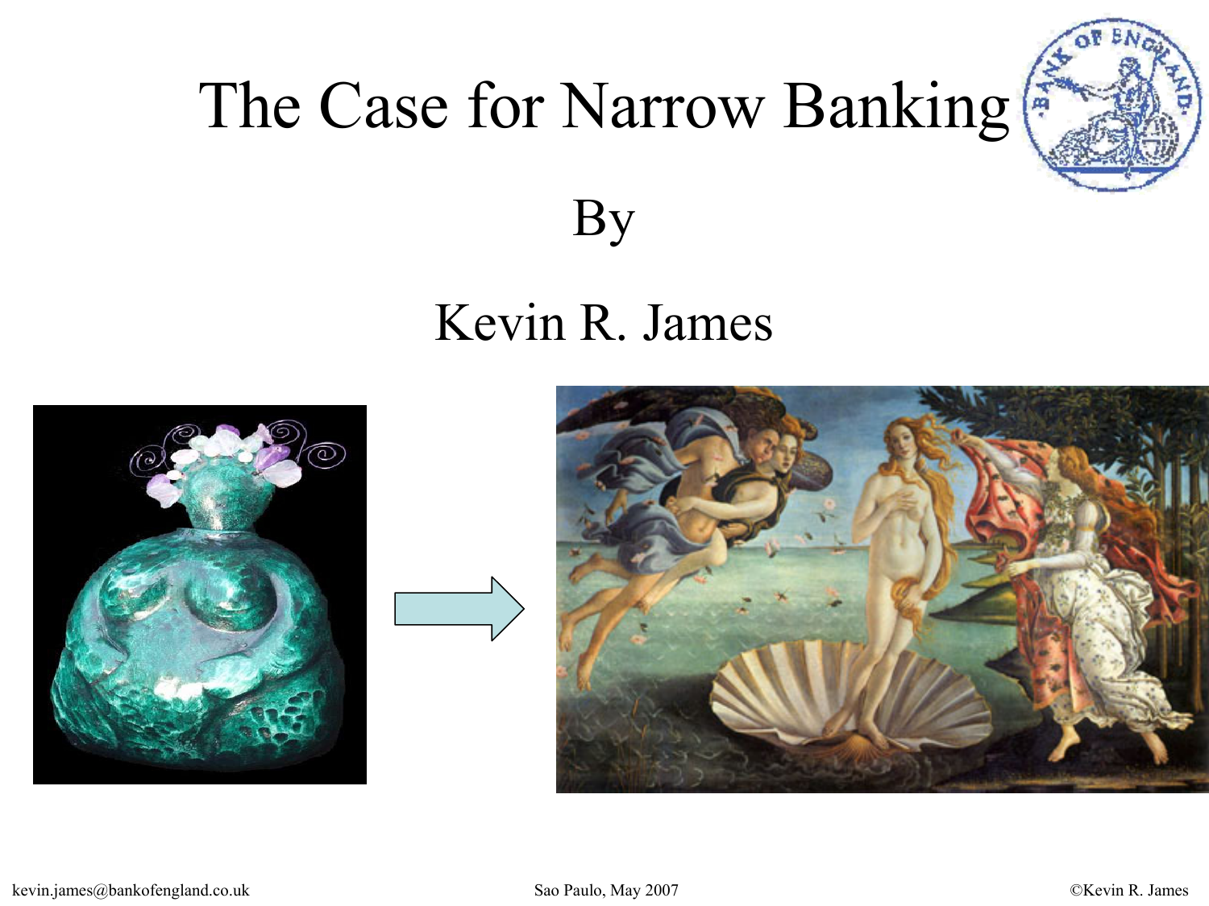# The Case for Narrow Banking

By

Kevin R. James

kevin.james@bankofengland.co.uk

Sao Paulo, May 2007

©Kevin R. James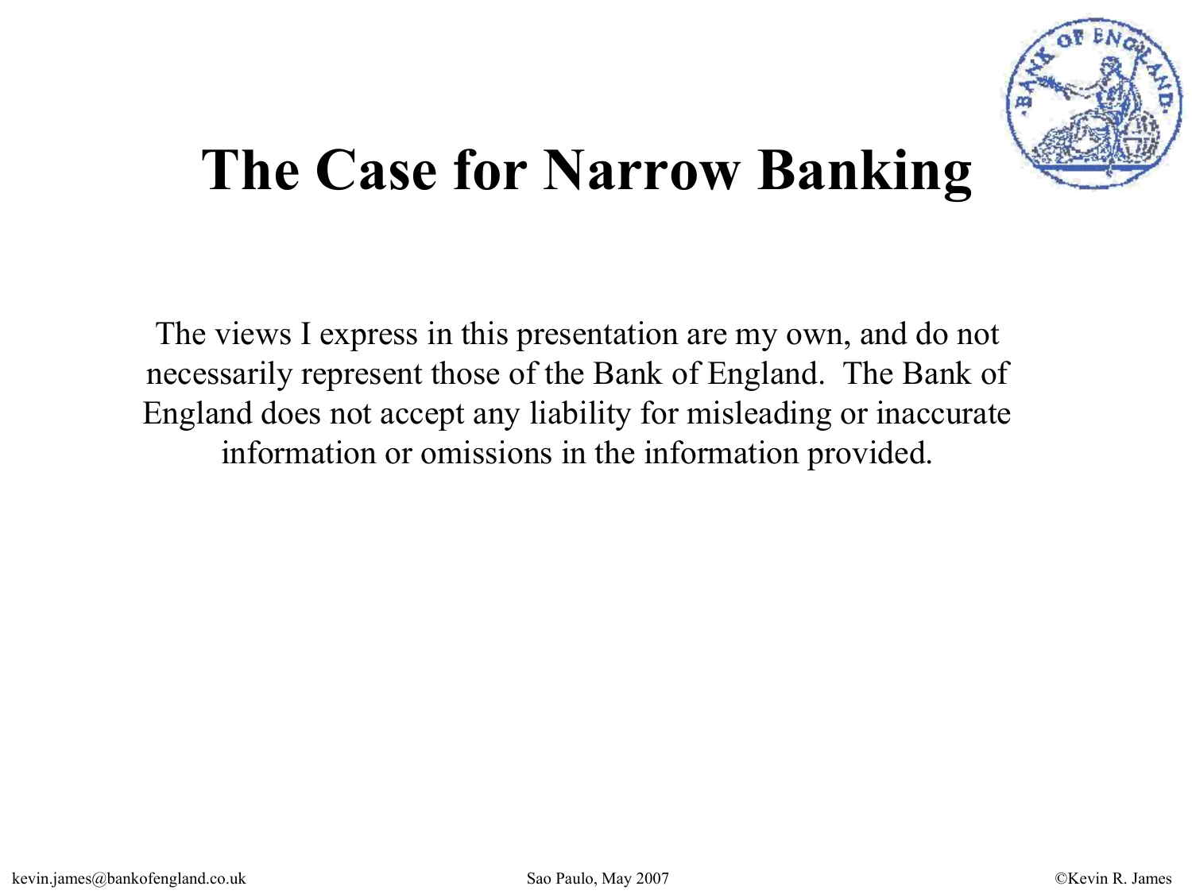# The Case for Narrow Banking

The views I express in this presentation are my own, and do not necessarily represent those of the Bank of England. The Bank of England does not accept any liability for misleading or inaccurate information or omissions in the information provided.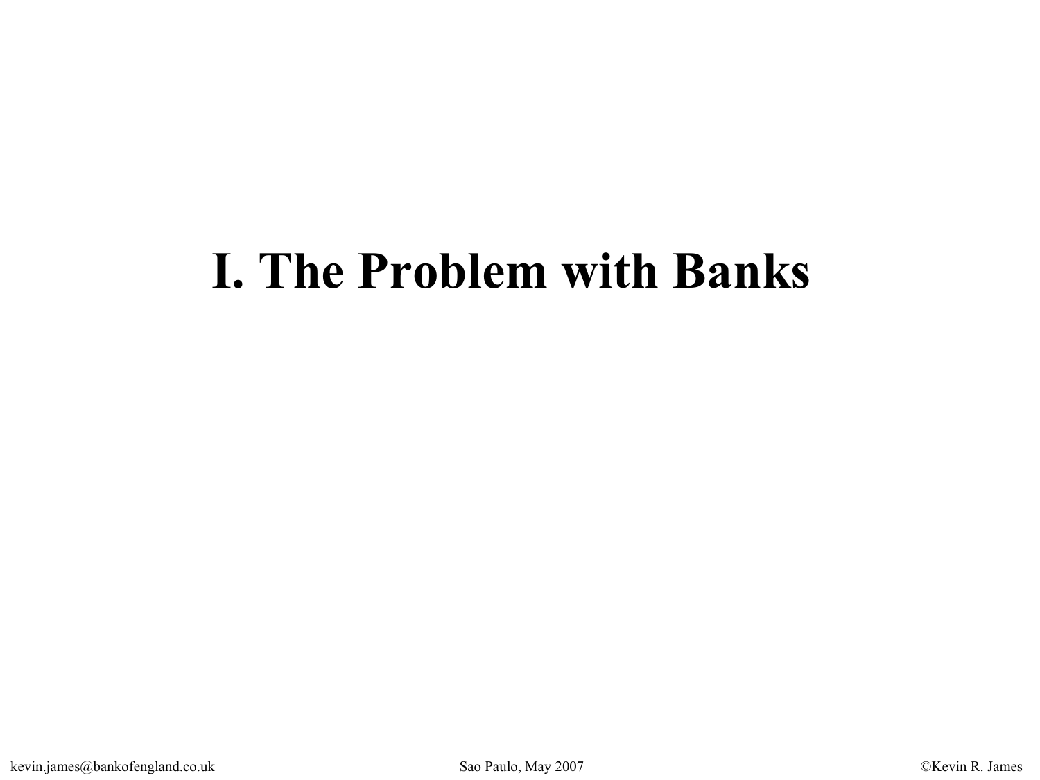# I. The Problem with Banks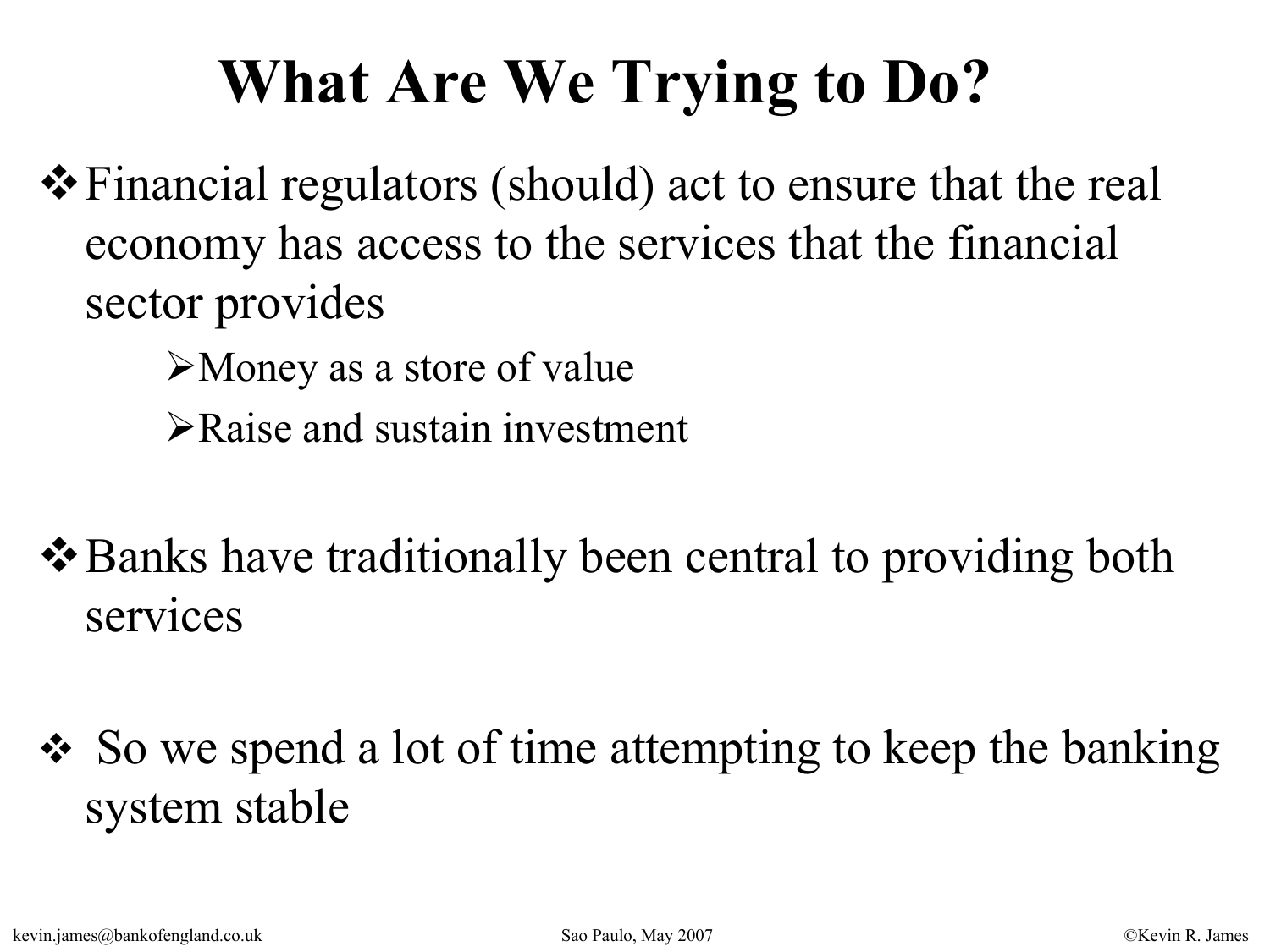# What Are We Trying to Do?

- Financial regulators (should) act to ensure that the real economy has access to the services that the financial sector provides
  - Money as a store of value
  - Raise and sustain investment

- Banks have traditionally been central to providing both services

- So we spend a lot of time attempting to keep the banking system stable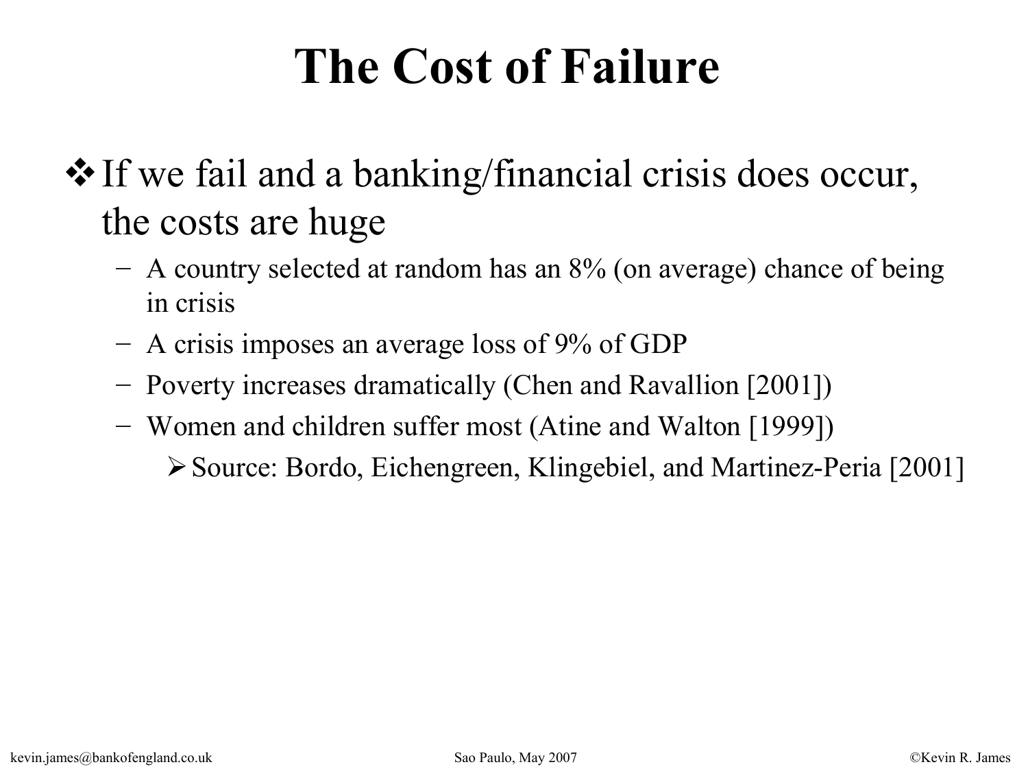# The Cost of Failure

- If we fail and a banking/financial crisis does occur, the costs are huge
  - A country selected at random has an 8% (on average) chance of being in crisis
  - A crisis imposes an average loss of 9% of GDP
  - Poverty increases dramatically (Chen and Ravallion [2001])
  - Women and children suffer most (Atine and Walton [1999])
    - Source: Bordo, Eichengreen, Klingebiel, and Martinez-Peria [2001]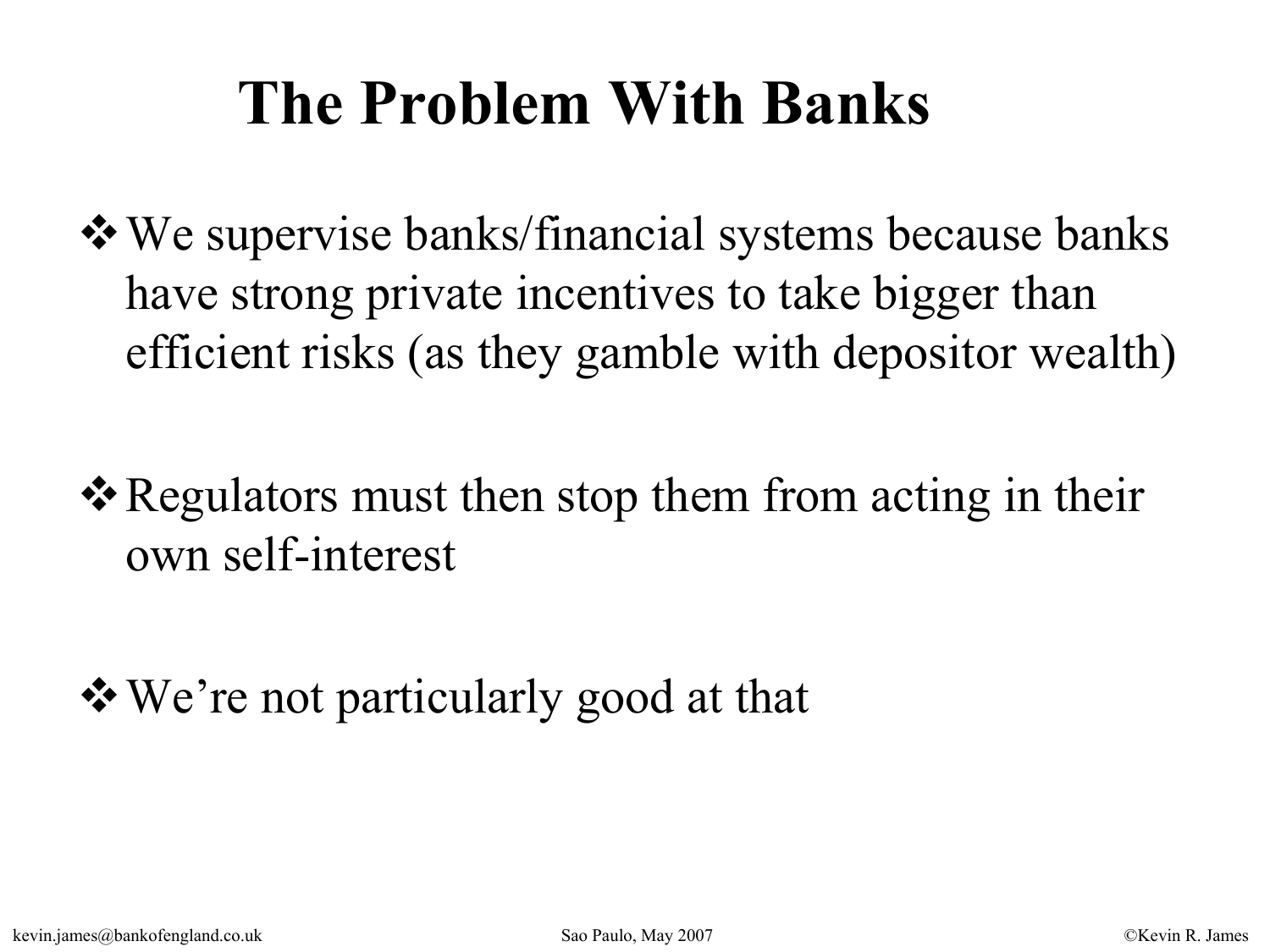# The Problem With Banks

- We supervise banks/financial systems because banks have strong private incentives to take bigger than efficient risks (as they gamble with depositor wealth)

- Regulators must then stop them from acting in their own self-interest

- We're not particularly good at that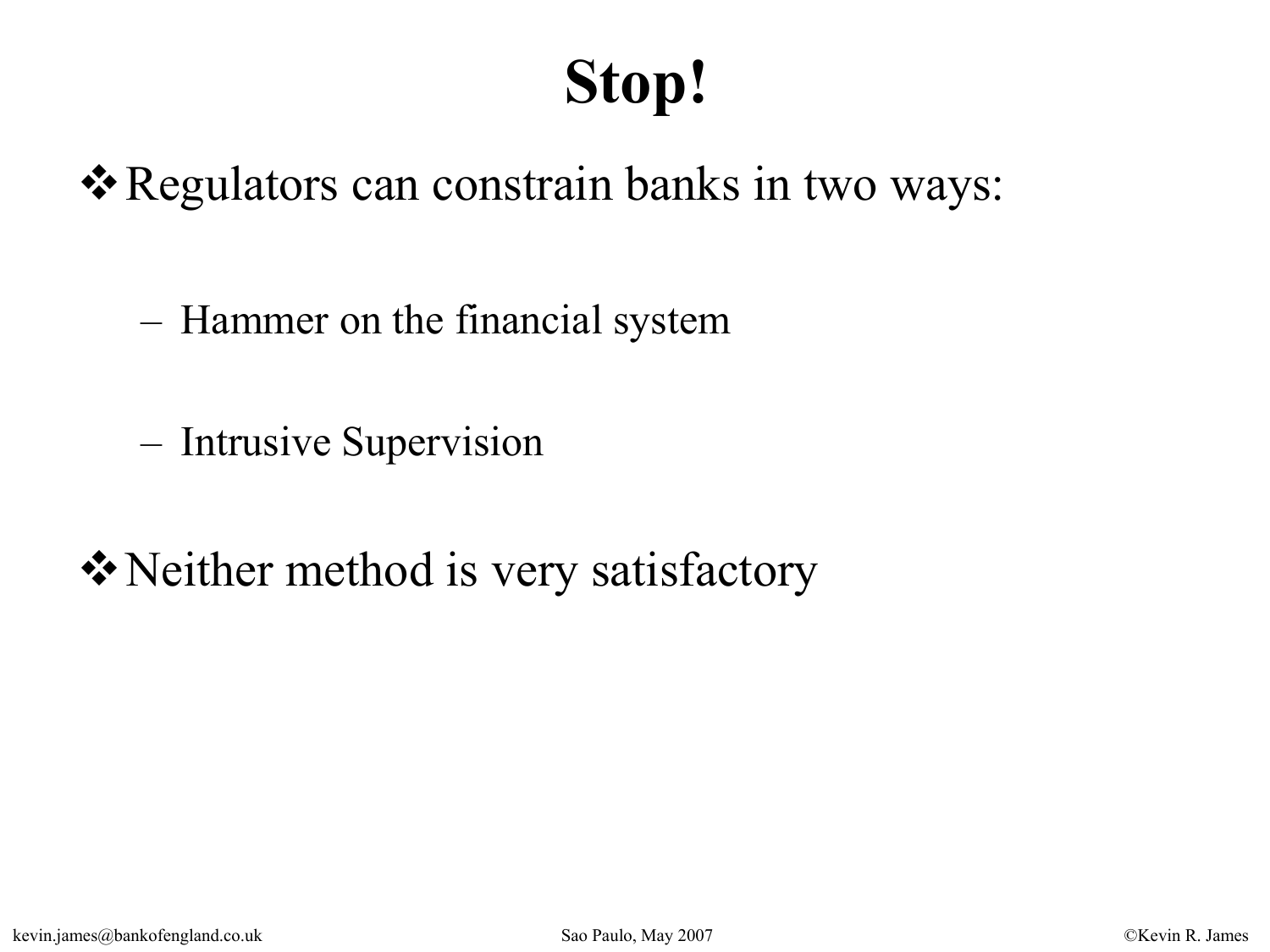# Stop!

- Regulators can constrain banks in two ways:
  - Hammer on the financial system
  - Intrusive Supervision
- Neither method is very satisfactory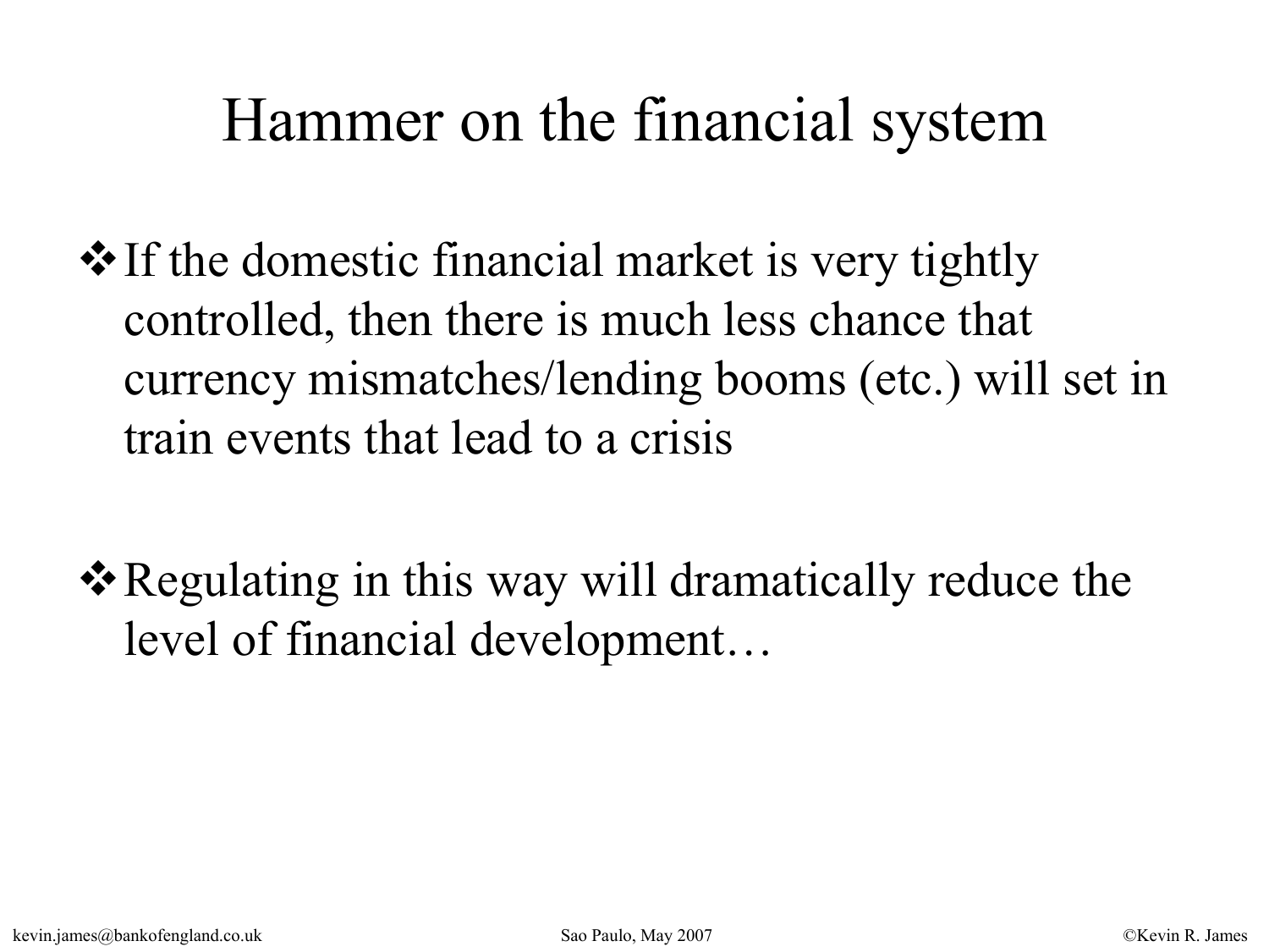# Hammer on the financial system

- If the domestic financial market is very tightly controlled, then there is much less chance that currency mismatches/lending booms (etc.) will set in train events that lead to a crisis

- Regulating in this way will dramatically reduce the level of financial development…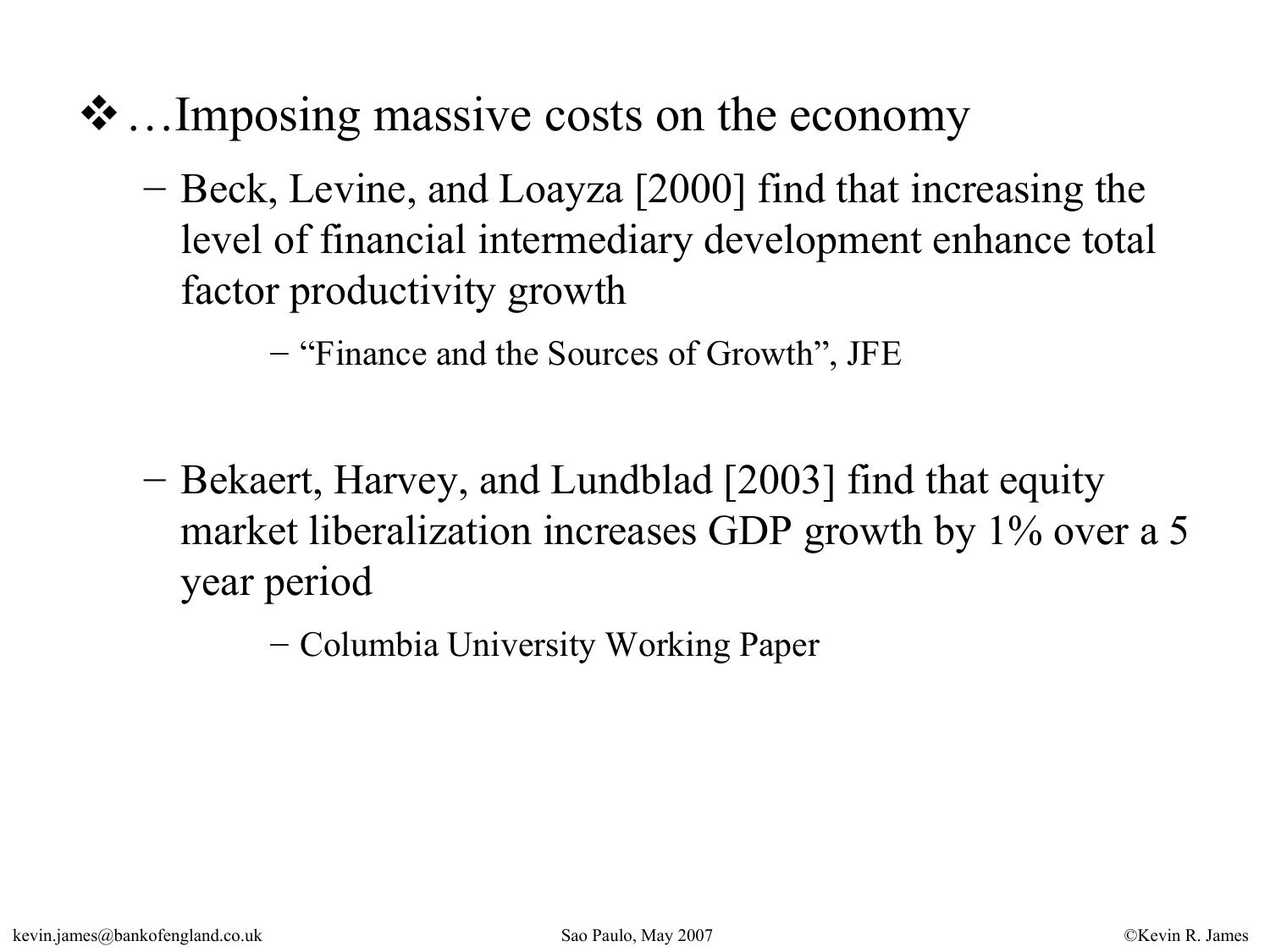- …Imposing massive costs on the economy
  - Beck, Levine, and Loayza [2000] find that increasing the level of financial intermediary development enhance total factor productivity growth
    - “Finance and the Sources of Growth”, JFE
  - Bekaert, Harvey, and Lundblad [2003] find that equity market liberalization increases GDP growth by 1% over a 5 year period
    - Columbia University Working Paper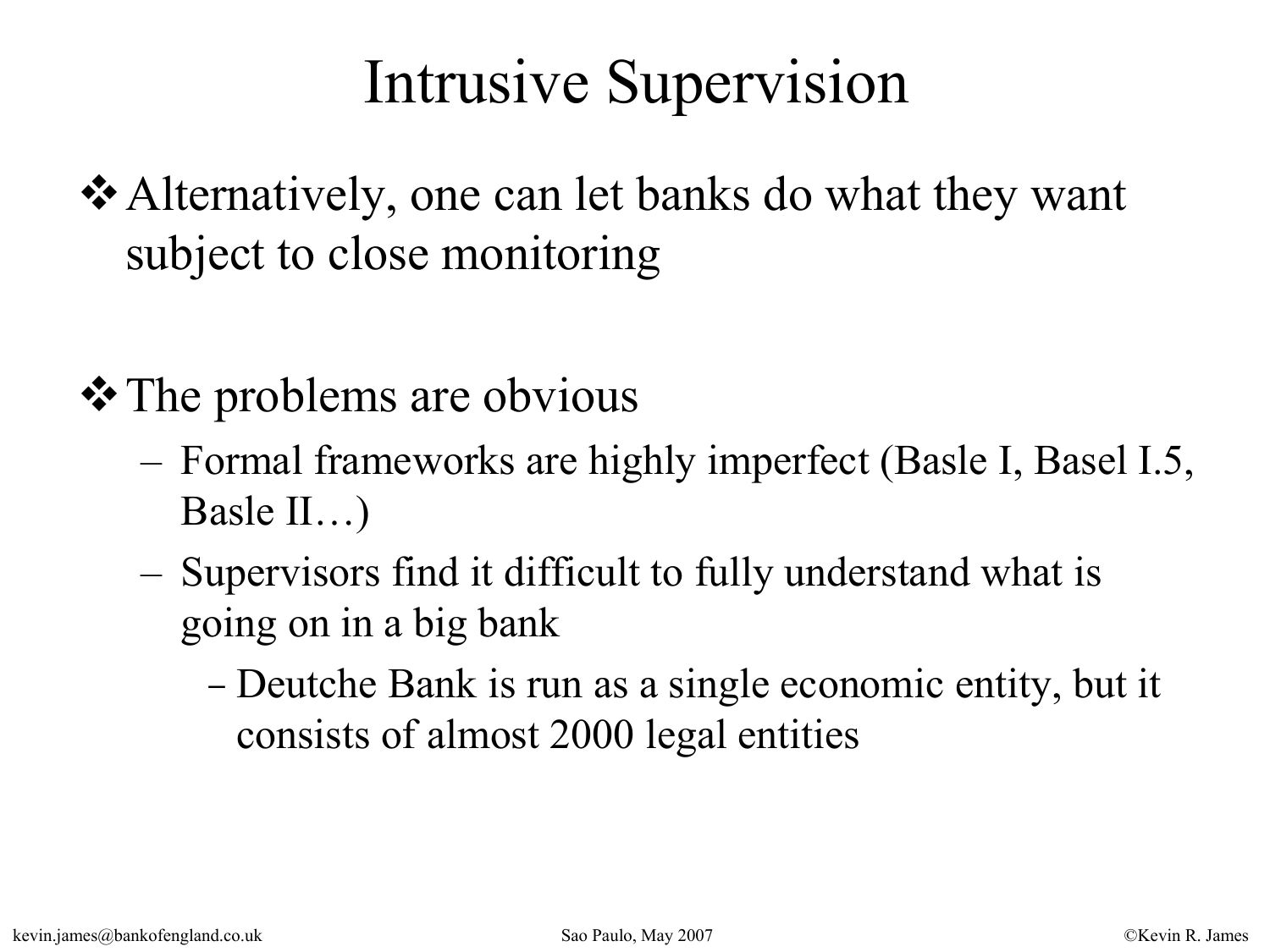# Intrusive Supervision

- Alternatively, one can let banks do what they want subject to close monitoring

- The problems are obvious
  - Formal frameworks are highly imperfect (Basle I, Basel I.5, Basle II…)
  - Supervisors find it difficult to fully understand what is going on in a big bank
    - Deutche Bank is run as a single economic entity, but it consists of almost 2000 legal entities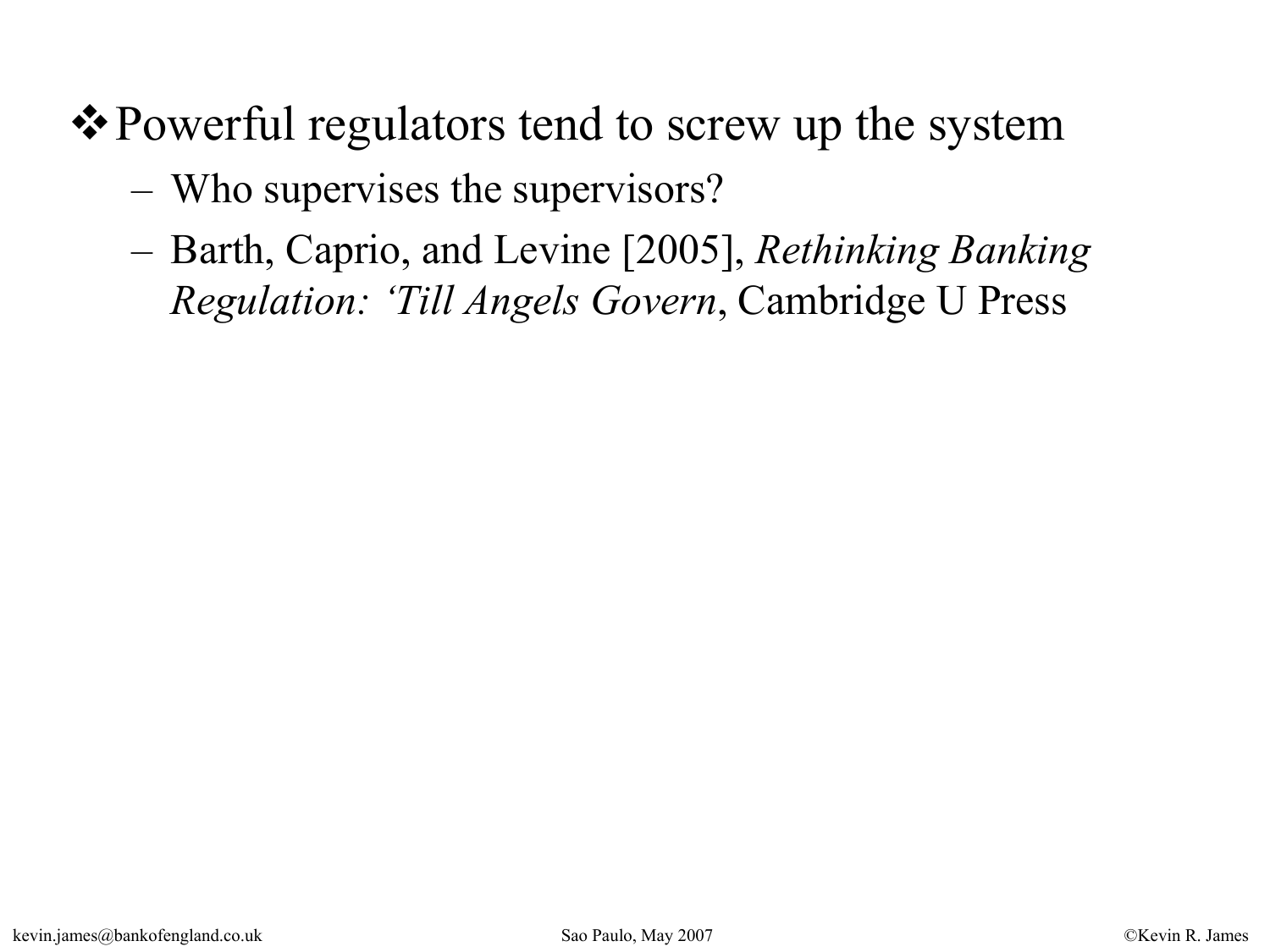- Powerful regulators tend to screw up the system
  - Who supervises the supervisors?
  - Barth, Caprio, and Levine [2005], *Rethinking Banking Regulation: 'Till Angels Govern*, Cambridge U Press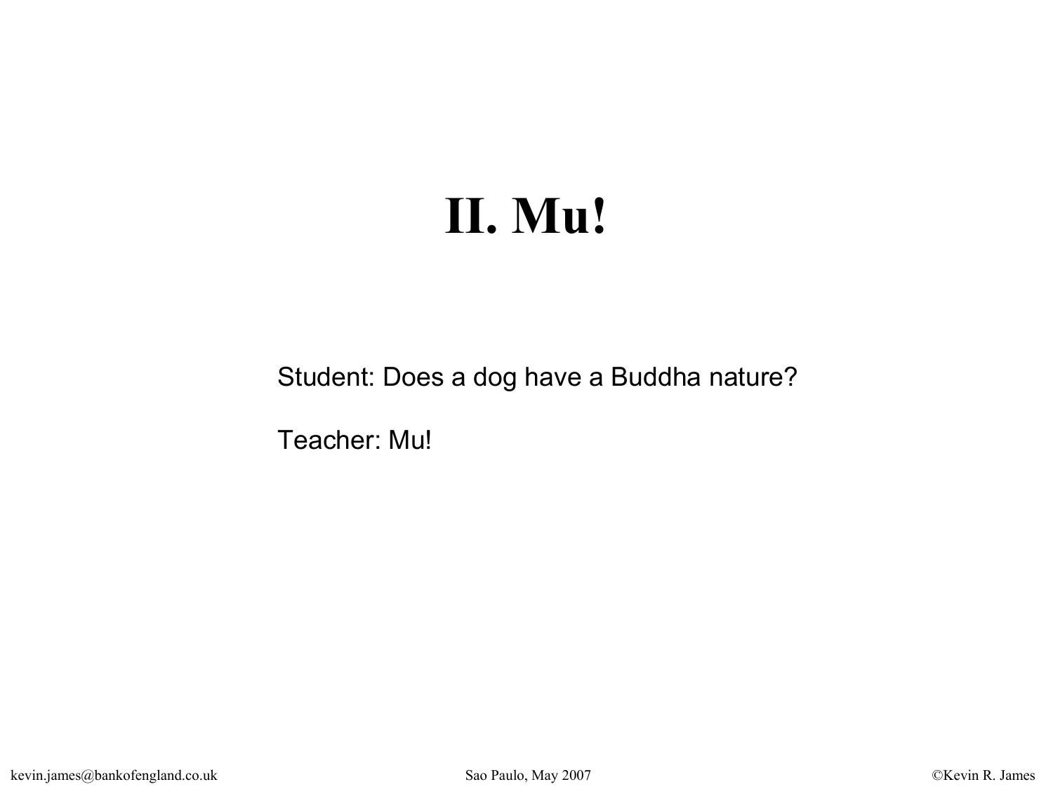# II. Mu!

Student: Does a dog have a Buddha nature?

Teacher: Mu!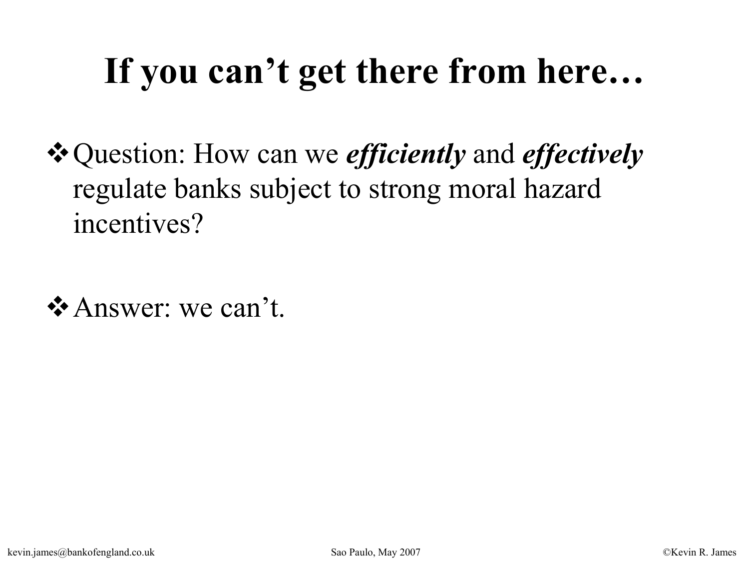# If you can't get there from here…

- Question: How can we ***efficiently*** and ***effectively*** regulate banks subject to strong moral hazard incentives?

- Answer: we can't.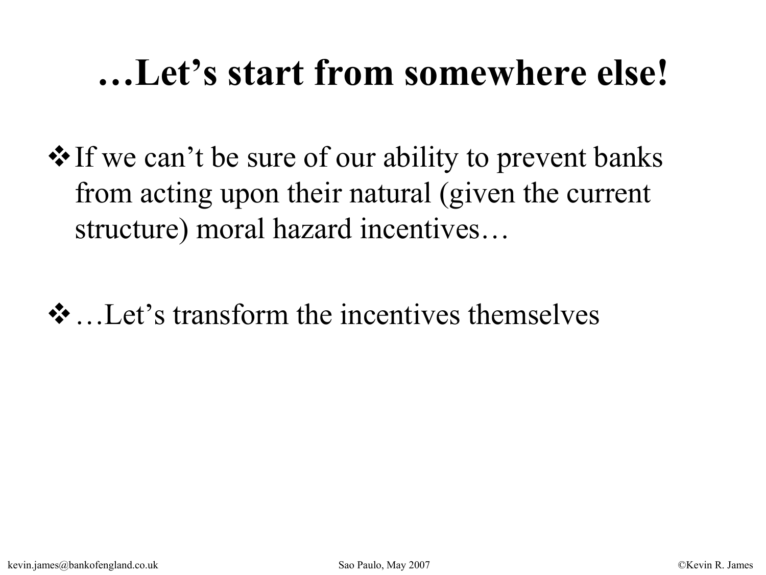# …Let's start from somewhere else!

- If we can't be sure of our ability to prevent banks from acting upon their natural (given the current structure) moral hazard incentives…

- …Let's transform the incentives themselves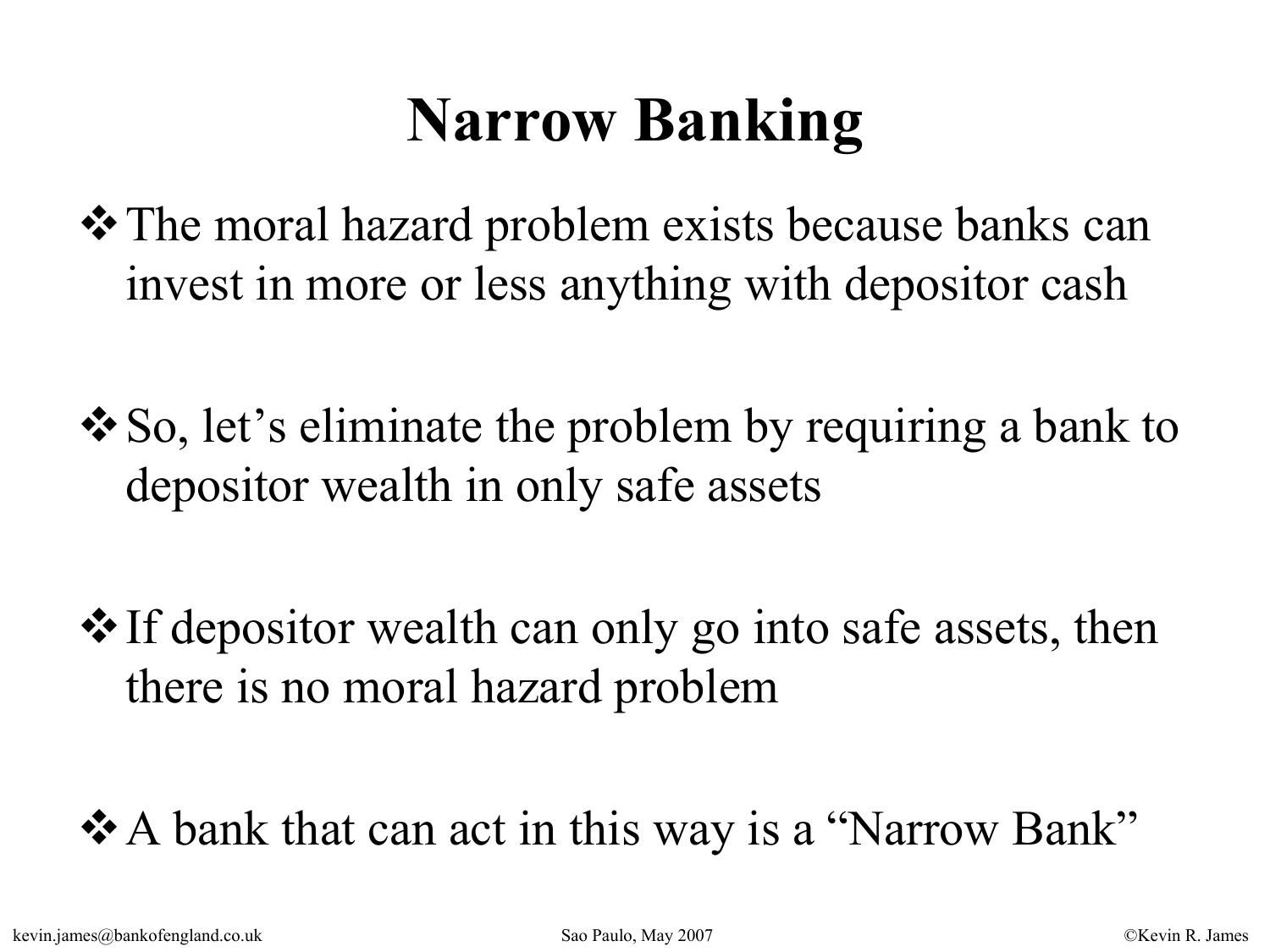# Narrow Banking

- The moral hazard problem exists because banks can invest in more or less anything with depositor cash

- So, let's eliminate the problem by requiring a bank to depositor wealth in only safe assets

- If depositor wealth can only go into safe assets, then there is no moral hazard problem

- A bank that can act in this way is a "Narrow Bank"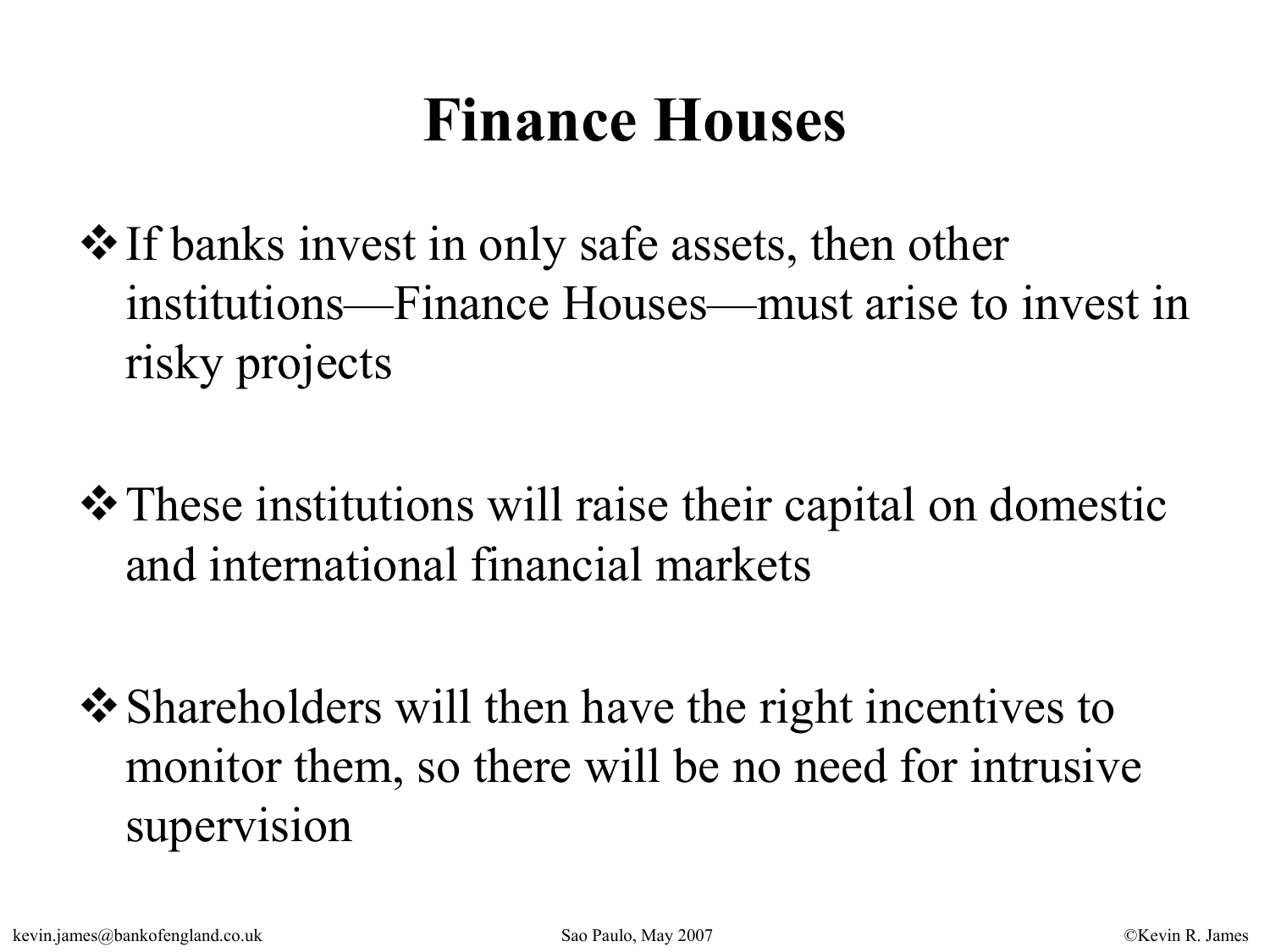# Finance Houses

- If banks invest in only safe assets, then other institutions—Finance Houses—must arise to invest in risky projects
- These institutions will raise their capital on domestic and international financial markets
- Shareholders will then have the right incentives to monitor them, so there will be no need for intrusive supervision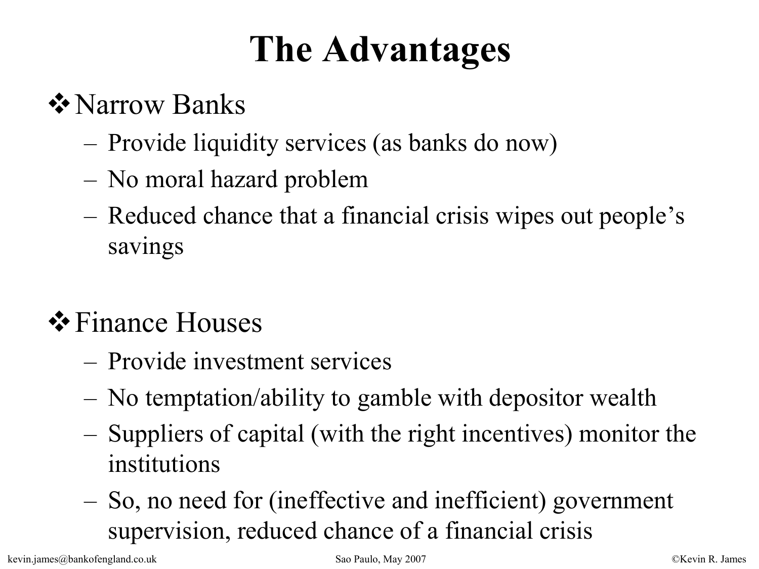# The Advantages

- Narrow Banks
  - Provide liquidity services (as banks do now)
  - No moral hazard problem
  - Reduced chance that a financial crisis wipes out people's savings

- Finance Houses
  - Provide investment services
  - No temptation/ability to gamble with depositor wealth
  - Suppliers of capital (with the right incentives) monitor the institutions
  - So, no need for (ineffective and inefficient) government supervision, reduced chance of a financial crisis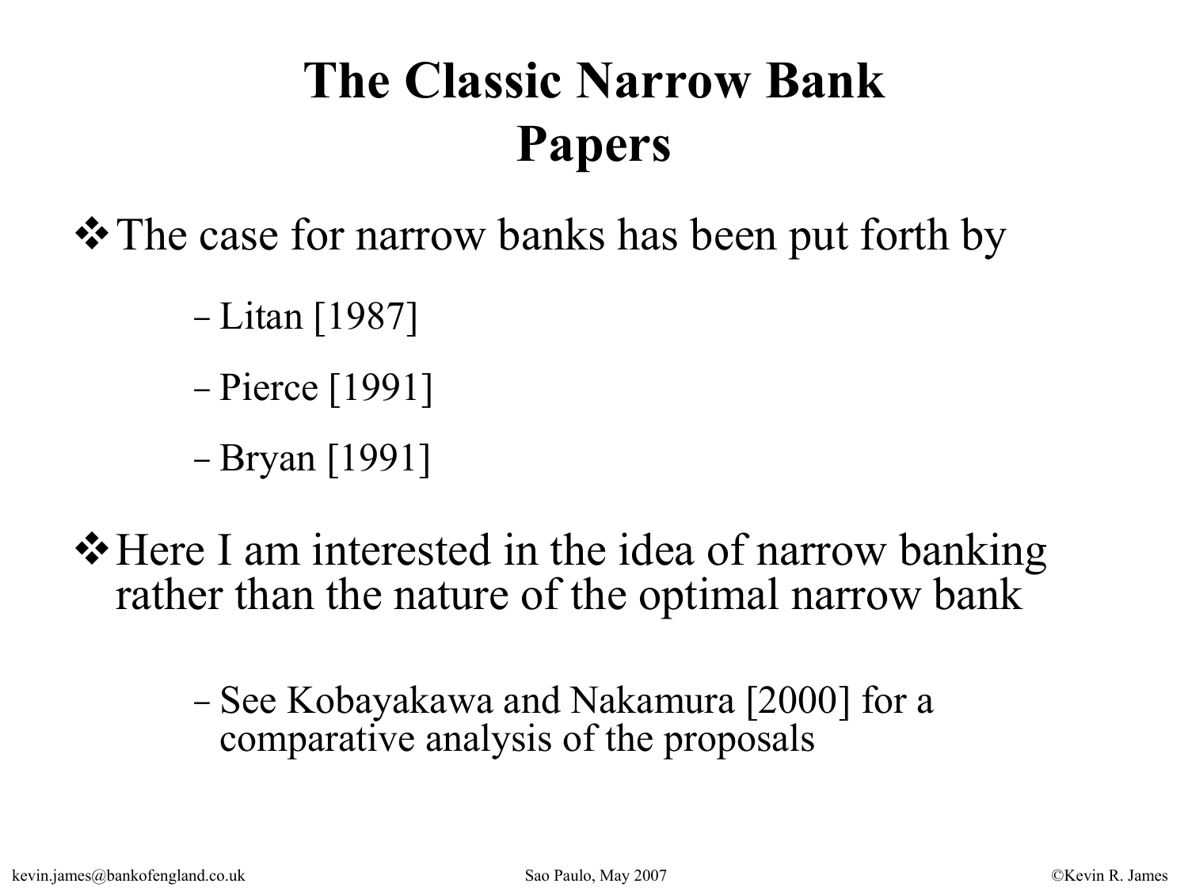# The Classic Narrow Bank Papers

- The case for narrow banks has been put forth by
  - Litan [1987]
  - Pierce [1991]
  - Bryan [1991]
- Here I am interested in the idea of narrow banking rather than the nature of the optimal narrow bank
  - See Kobayakawa and Nakamura [2000] for a comparative analysis of the proposals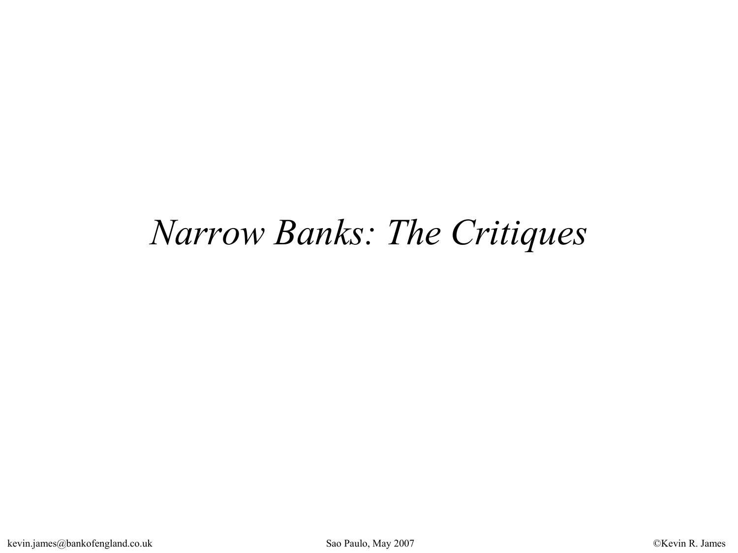# *Narrow Banks: The Critiques*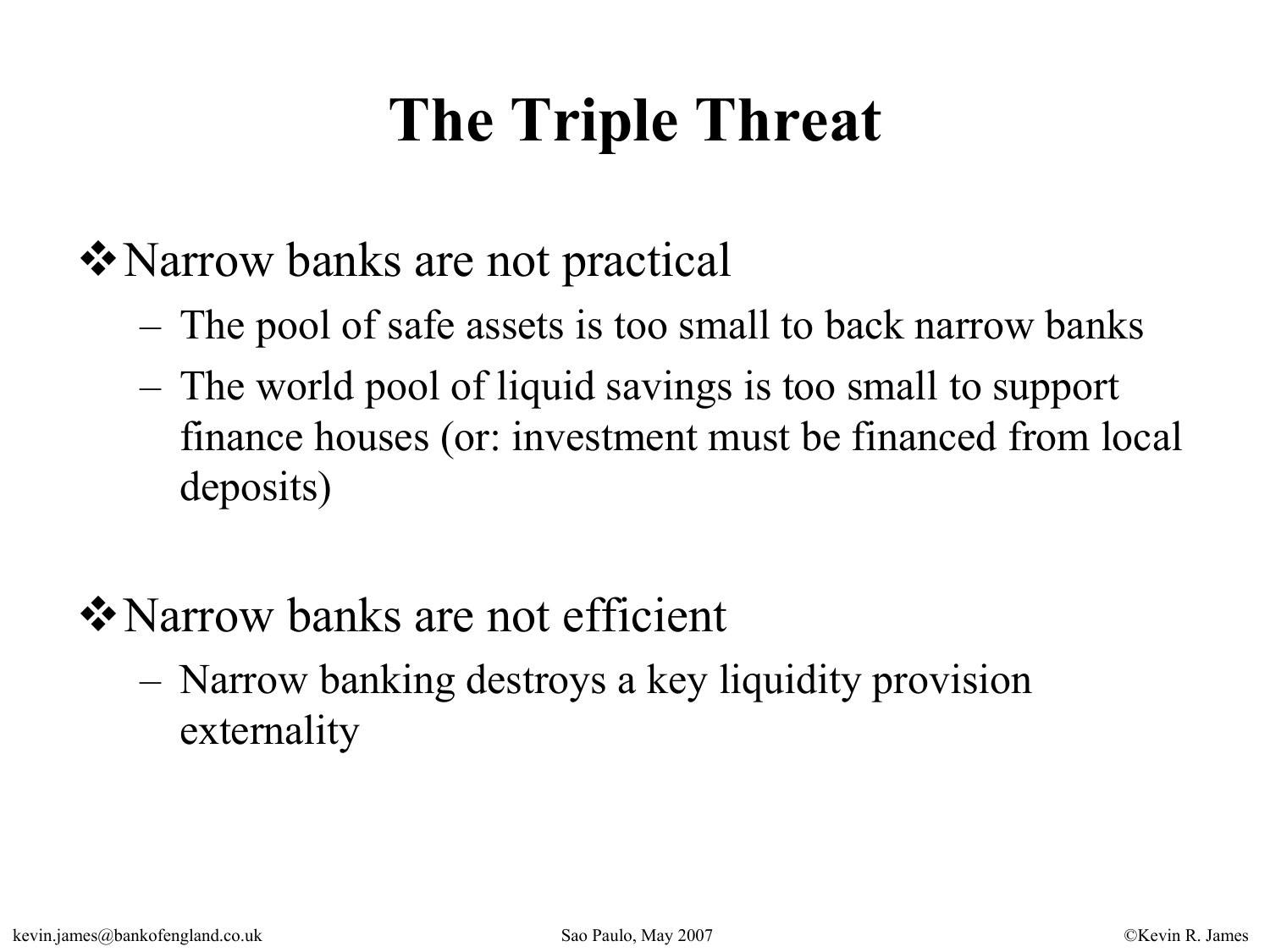# The Triple Threat

- Narrow banks are not practical
  - The pool of safe assets is too small to back narrow banks
  - The world pool of liquid savings is too small to support finance houses (or: investment must be financed from local deposits)

- Narrow banks are not efficient
  - Narrow banking destroys a key liquidity provision externality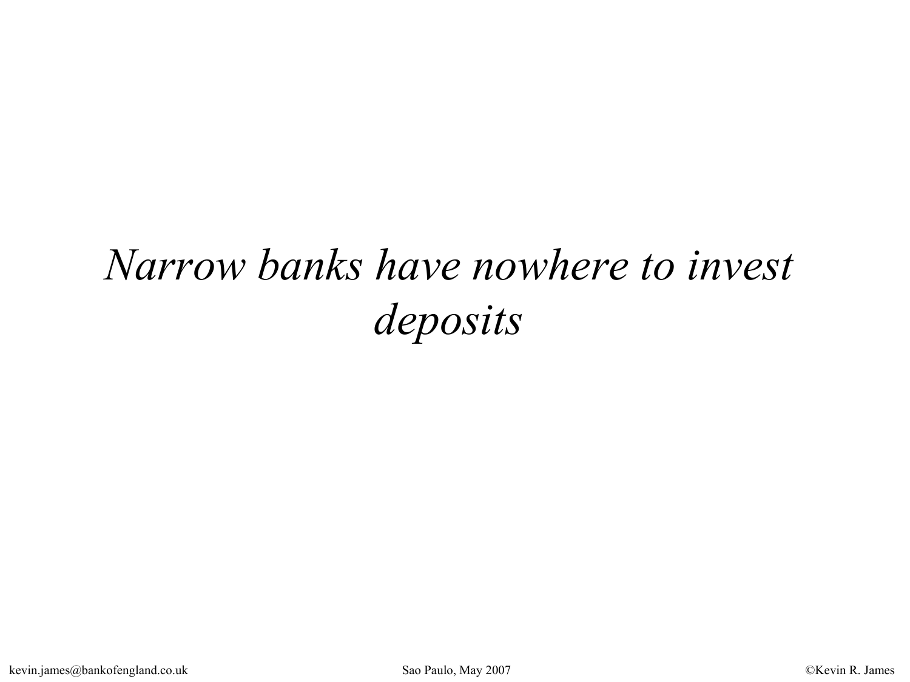*Narrow banks have nowhere to invest deposits*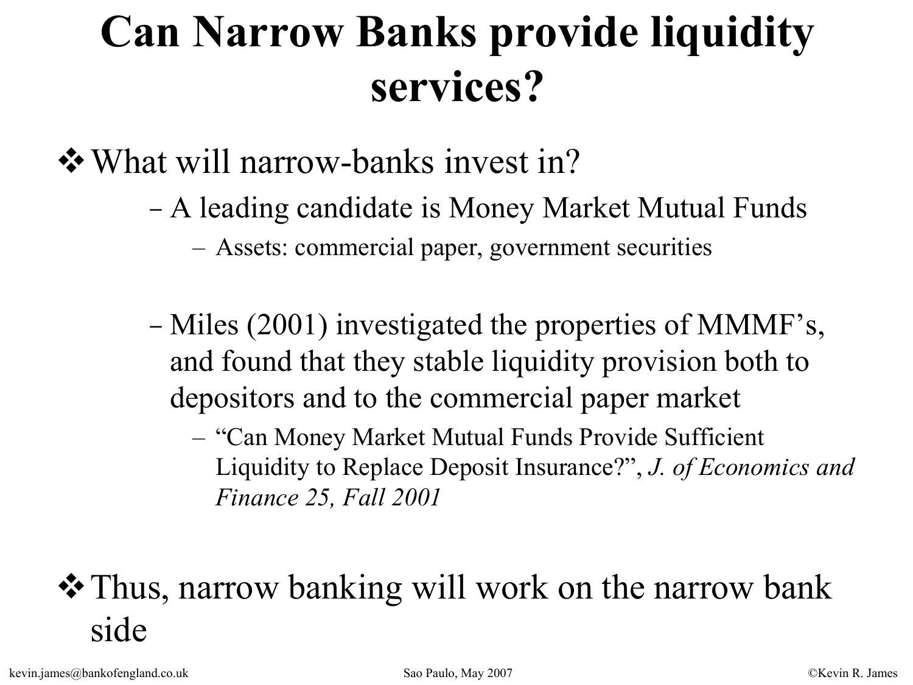# Can Narrow Banks provide liquidity services?

- What will narrow-banks invest in?
  - A leading candidate is Money Market Mutual Funds
    - Assets: commercial paper, government securities
  - Miles (2001) investigated the properties of MMMF's, and found that they stable liquidity provision both to depositors and to the commercial paper market
    - "Can Money Market Mutual Funds Provide Sufficient Liquidity to Replace Deposit Insurance?", *J. of Economics and Finance 25, Fall 2001*

- Thus, narrow banking will work on the narrow bank side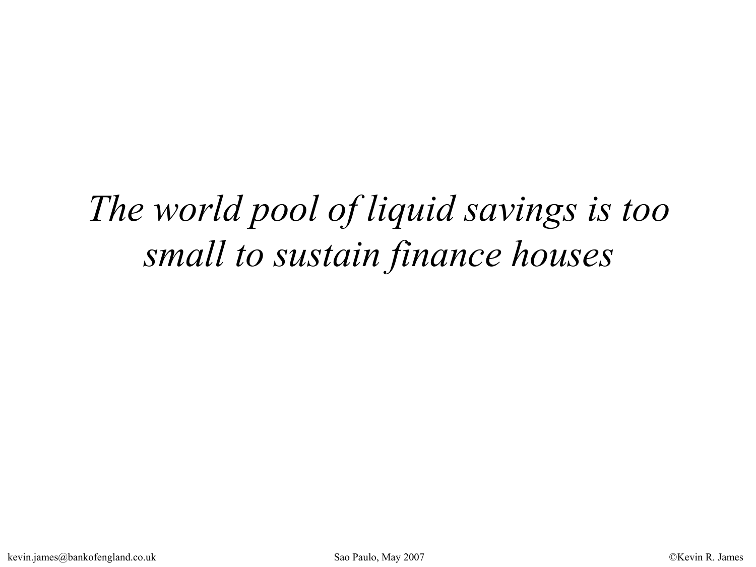*The world pool of liquid savings is too small to sustain finance houses*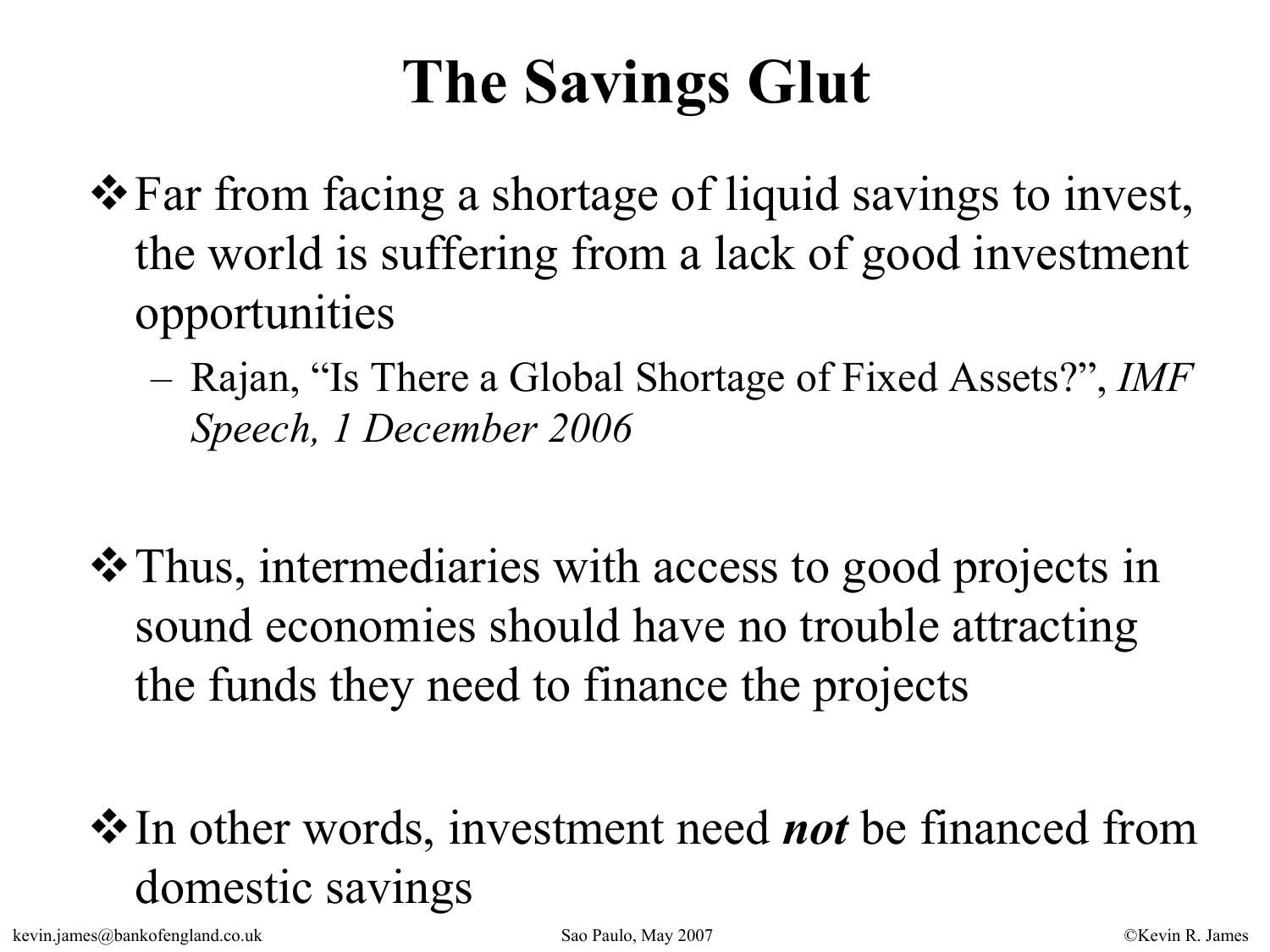# The Savings Glut

- Far from facing a shortage of liquid savings to invest, the world is suffering from a lack of good investment opportunities
  - Rajan, "Is There a Global Shortage of Fixed Assets?", *IMF Speech, 1 December 2006*

- Thus, intermediaries with access to good projects in sound economies should have no trouble attracting the funds they need to finance the projects

- In other words, investment need ***not*** be financed from domestic savings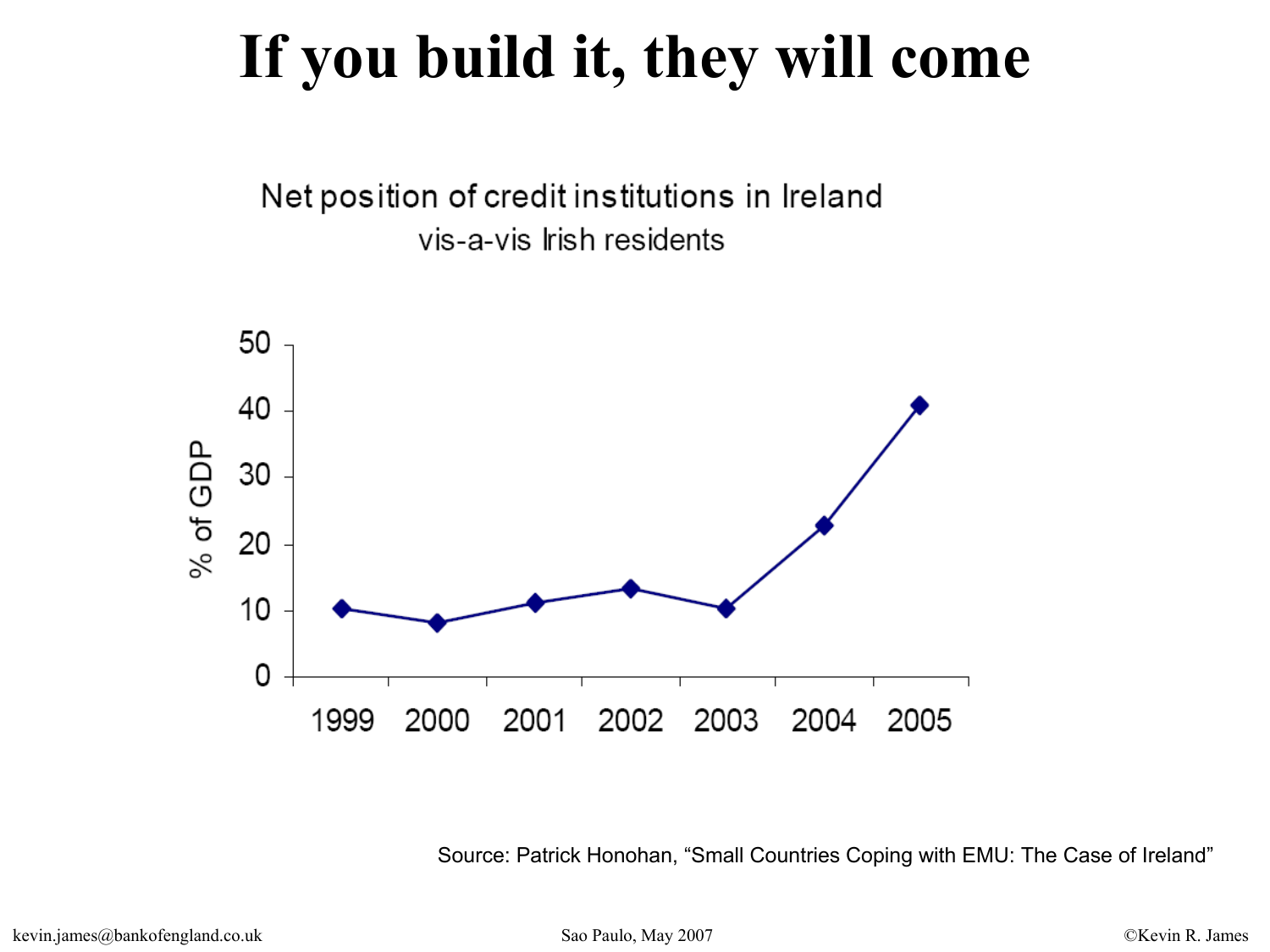# If you build it, they will come

Net position of credit institutions in Ireland vis-a-vis Irish residents

| Year | % of GDP |
| --- | --- |
| 1999 | 10 |
| 2000 | 8 |
| 2001 | 11 |
| 2002 | 13 |
| 2003 | 10 |
| 2004 | 23 |
| 2005 | 41 |

Source: Patrick Honohan, "Small Countries Coping with EMU: The Case of Ireland"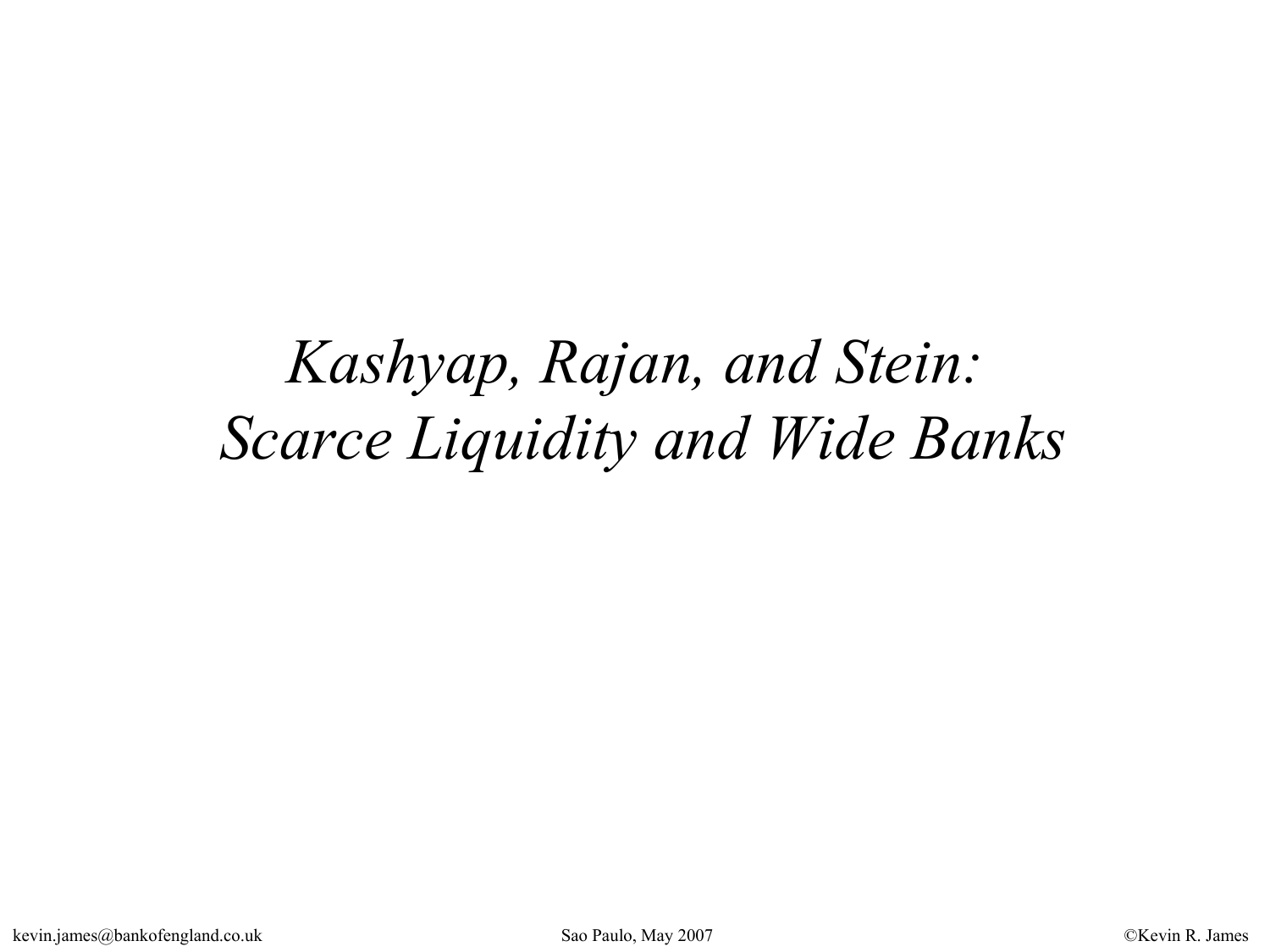# *Kashyap, Rajan, and Stein: Scarce Liquidity and Wide Banks*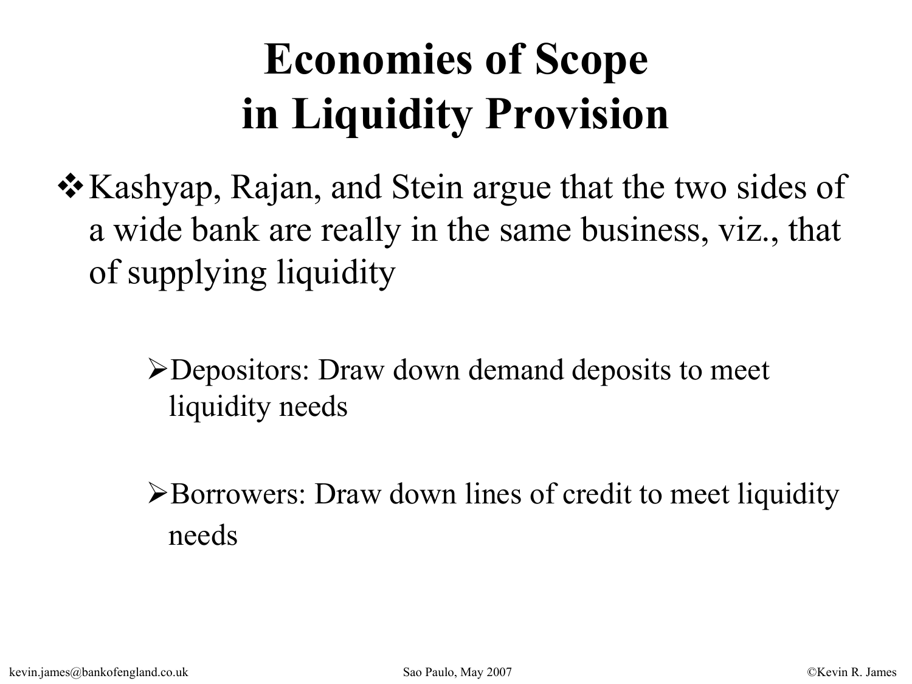# Economies of Scope in Liquidity Provision

- Kashyap, Rajan, and Stein argue that the two sides of a wide bank are really in the same business, viz., that of supplying liquidity

    - Depositors: Draw down demand deposits to meet liquidity needs

    - Borrowers: Draw down lines of credit to meet liquidity needs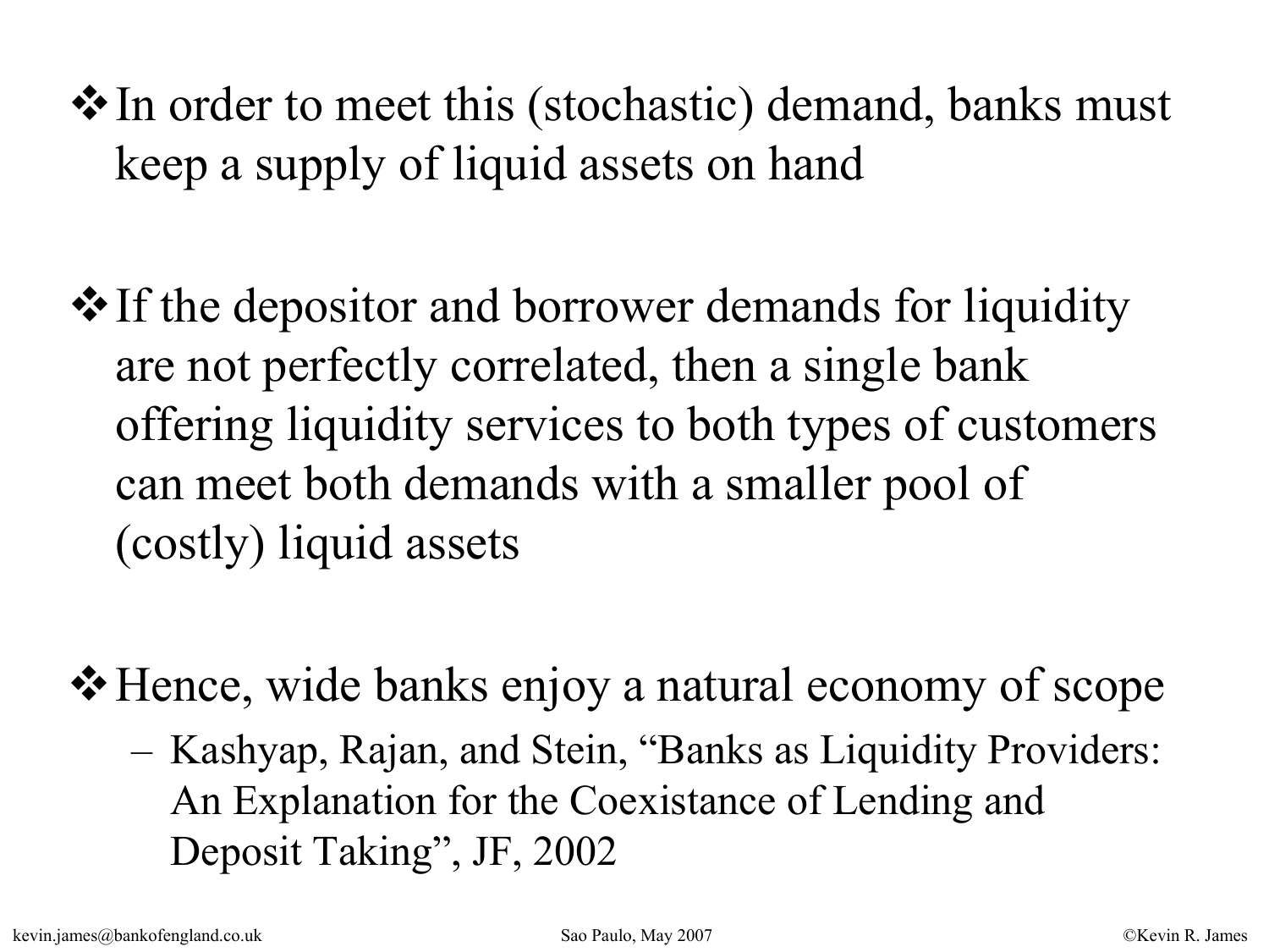- In order to meet this (stochastic) demand, banks must keep a supply of liquid assets on hand

- If the depositor and borrower demands for liquidity are not perfectly correlated, then a single bank offering liquidity services to both types of customers can meet both demands with a smaller pool of (costly) liquid assets

- Hence, wide banks enjoy a natural economy of scope
  - Kashyap, Rajan, and Stein, "Banks as Liquidity Providers: An Explanation for the Coexistance of Lending and Deposit Taking", JF, 2002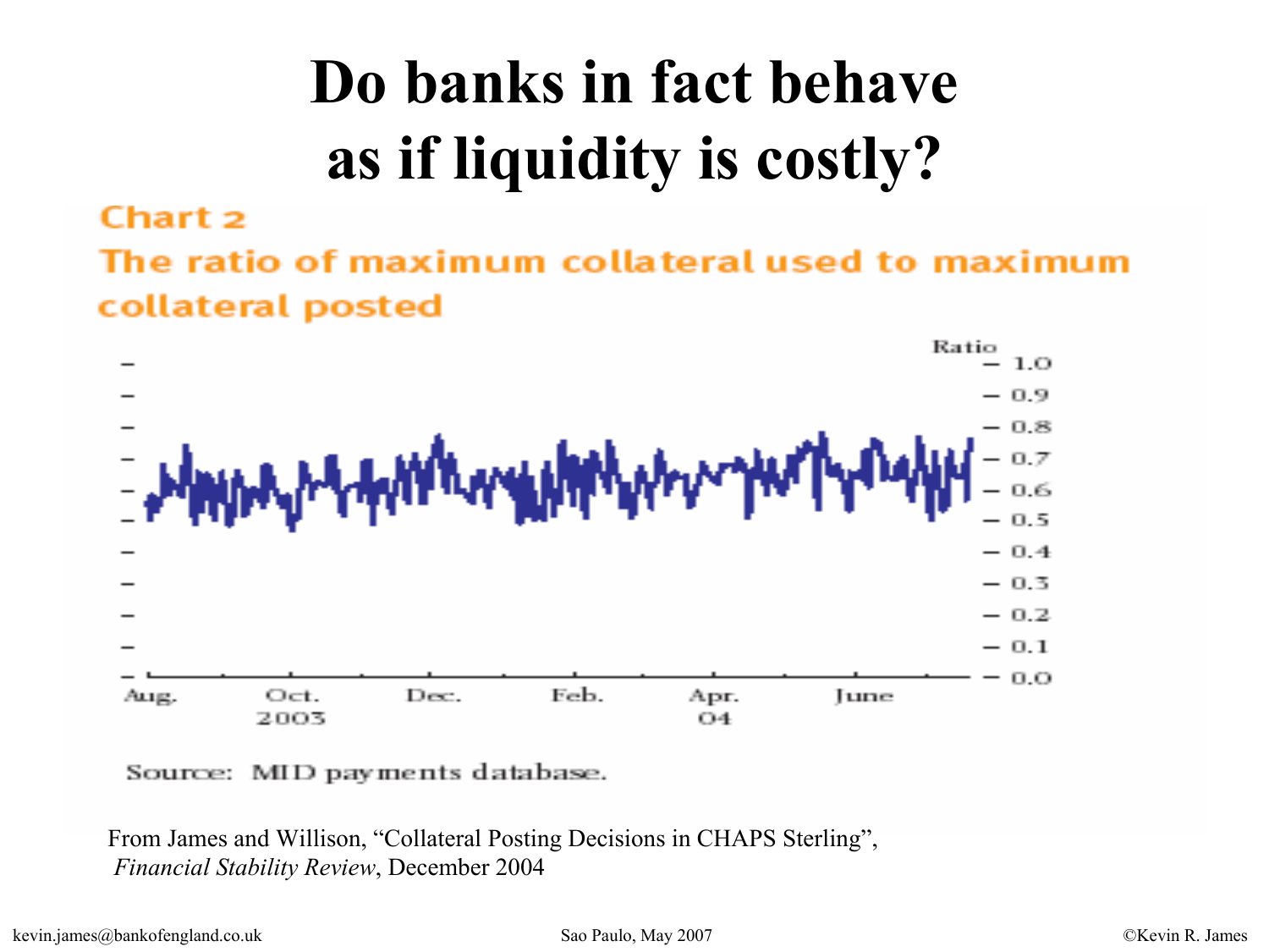# Do banks in fact behave as if liquidity is costly?

**Chart 2**

**The ratio of maximum collateral used to maximum collateral posted**

Ratio

1.0, 0.9, 0.8, 0.7, 0.6, 0.5, 0.4, 0.3, 0.2, 0.1, 0.0

Aug. | Oct. 2003 | Dec. | Feb. | Apr. 04 | June

Source: MID payments database.

From James and Willison, "Collateral Posting Decisions in CHAPS Sterling", *Financial Stability Review*, December 2004

kevin.james@bankofengland.co.uk

Sao Paulo, May 2007

©Kevin R. James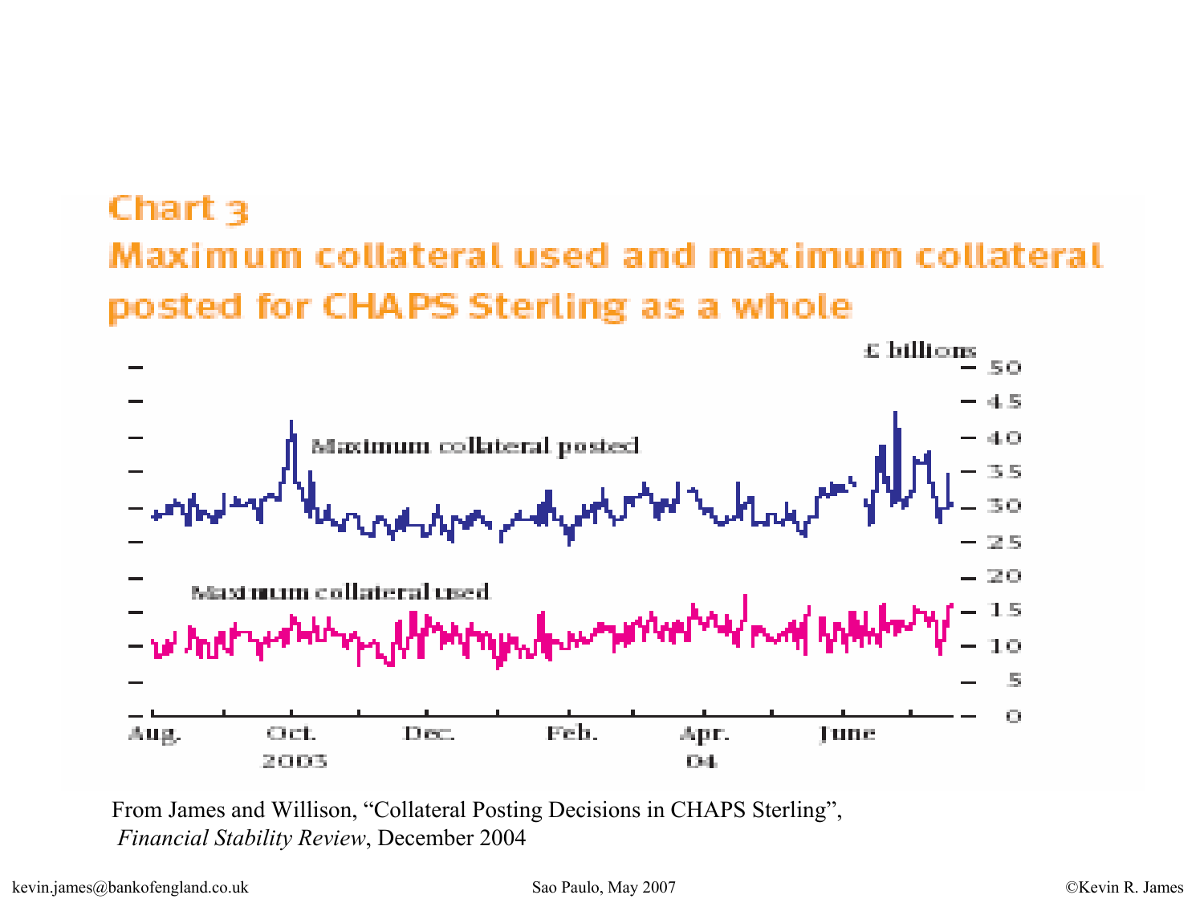## Chart 3
## Maximum collateral used and maximum collateral posted for CHAPS Sterling as a whole

£ billions

Maximum collateral posted

Maximum collateral used

Aug. Oct. 2003 Dec. Feb. Apr. 04 June

From James and Willison, "Collateral Posting Decisions in CHAPS Sterling", *Financial Stability Review*, December 2004

kevin.james@bankofengland.co.uk Sao Paulo, May 2007 ©Kevin R. James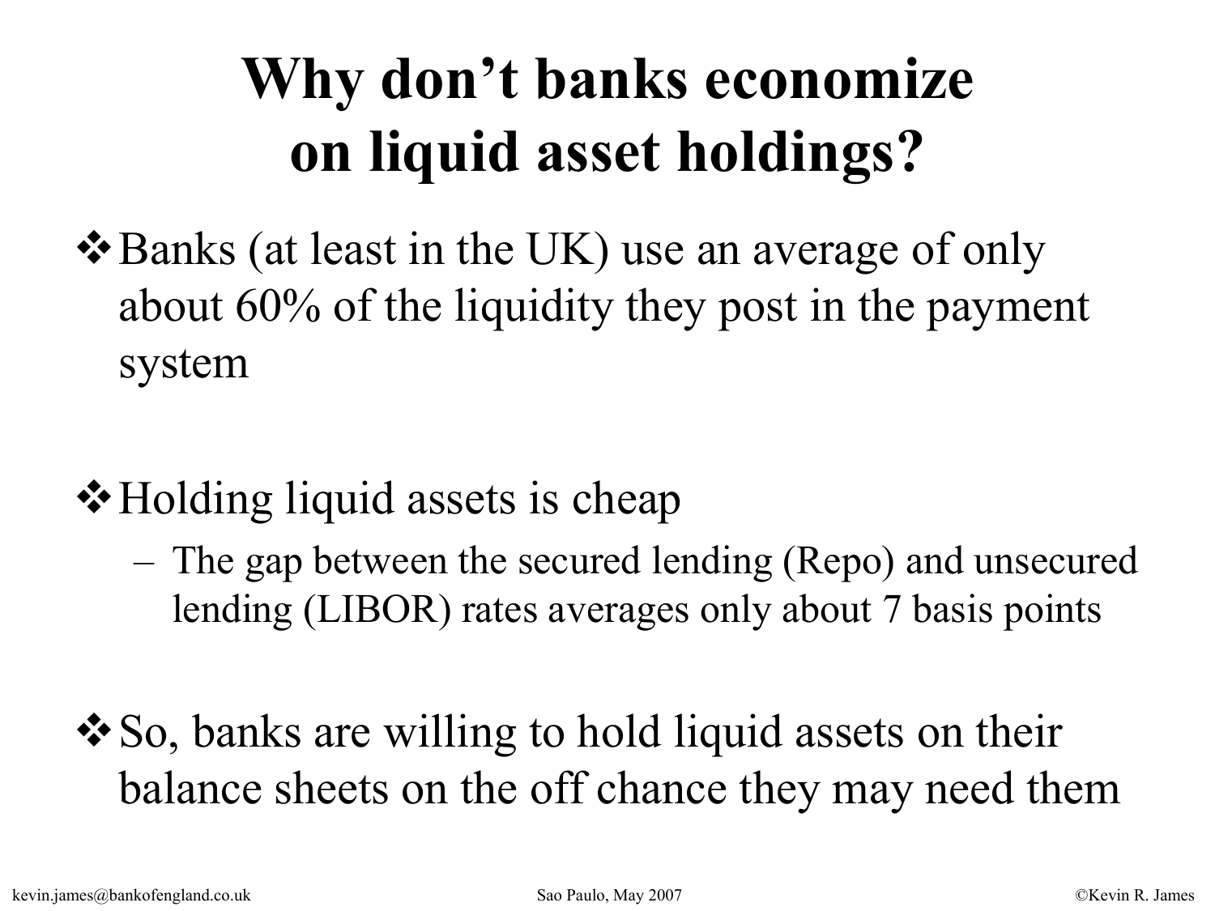# Why don't banks economize on liquid asset holdings?

- Banks (at least in the UK) use an average of only about 60% of the liquidity they post in the payment system

- Holding liquid assets is cheap
  - The gap between the secured lending (Repo) and unsecured lending (LIBOR) rates averages only about 7 basis points

- So, banks are willing to hold liquid assets on their balance sheets on the off chance they may need them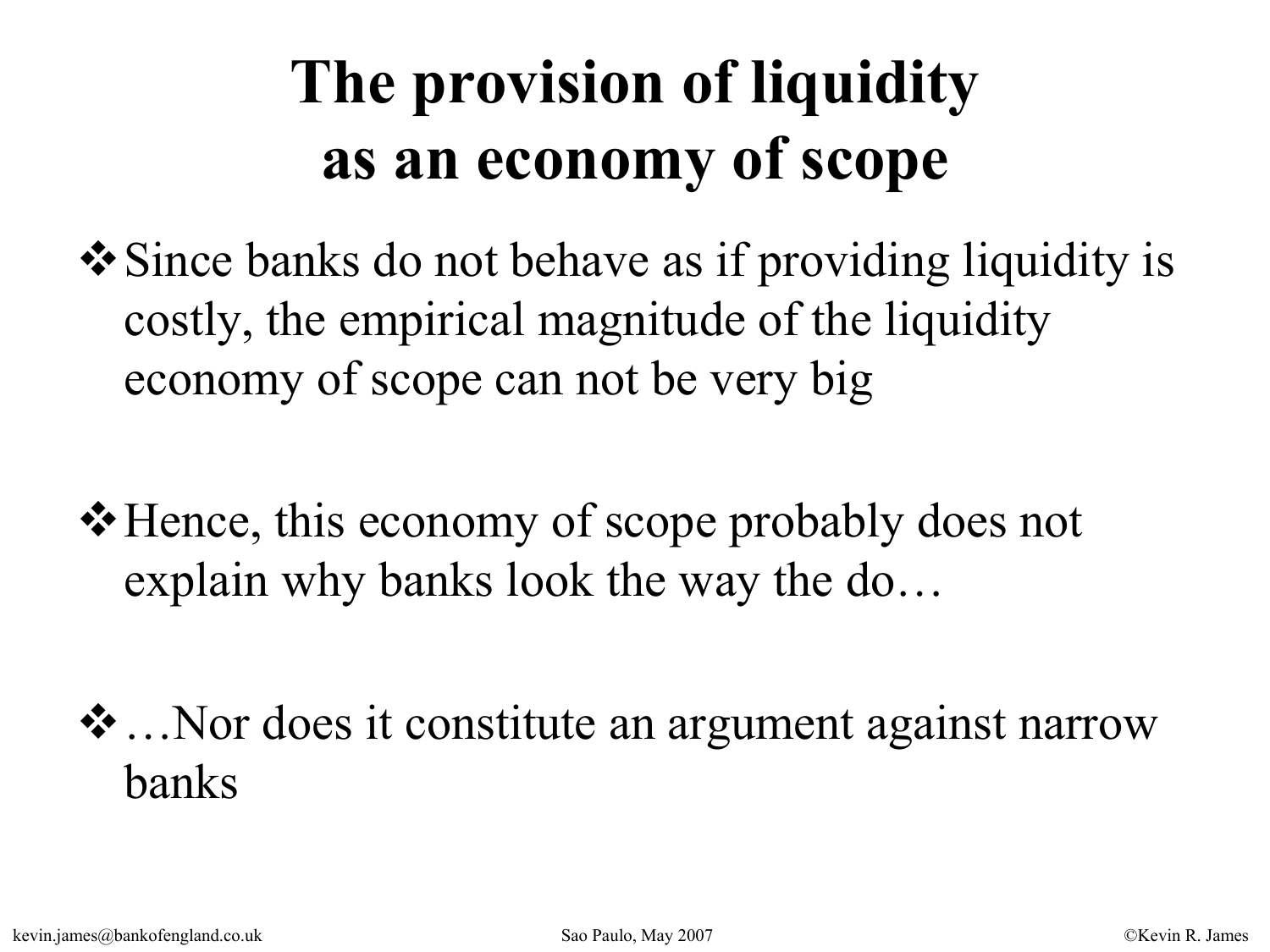# The provision of liquidity as an economy of scope

- Since banks do not behave as if providing liquidity is costly, the empirical magnitude of the liquidity economy of scope can not be very big

- Hence, this economy of scope probably does not explain why banks look the way the do…

- …Nor does it constitute an argument against narrow banks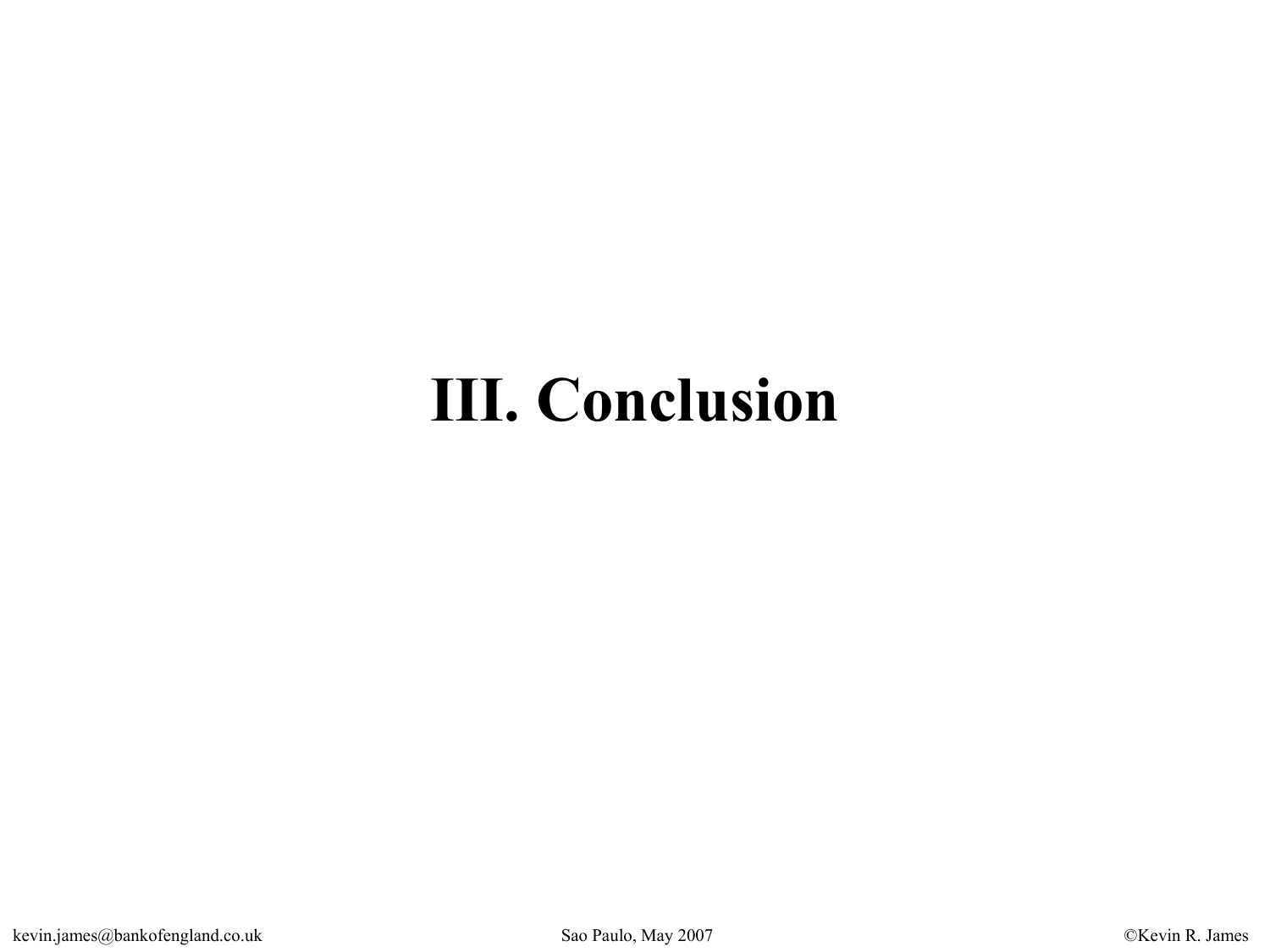# III. Conclusion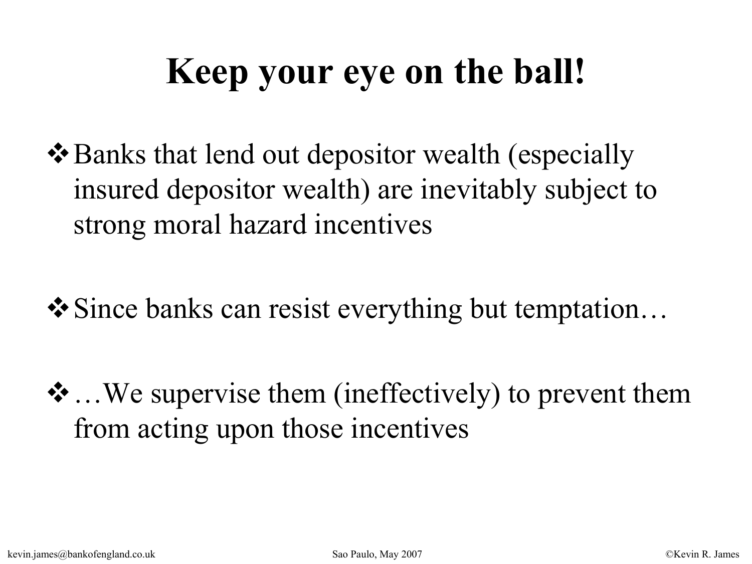# Keep your eye on the ball!

- Banks that lend out depositor wealth (especially insured depositor wealth) are inevitably subject to strong moral hazard incentives

- Since banks can resist everything but temptation…

- …We supervise them (ineffectively) to prevent them from acting upon those incentives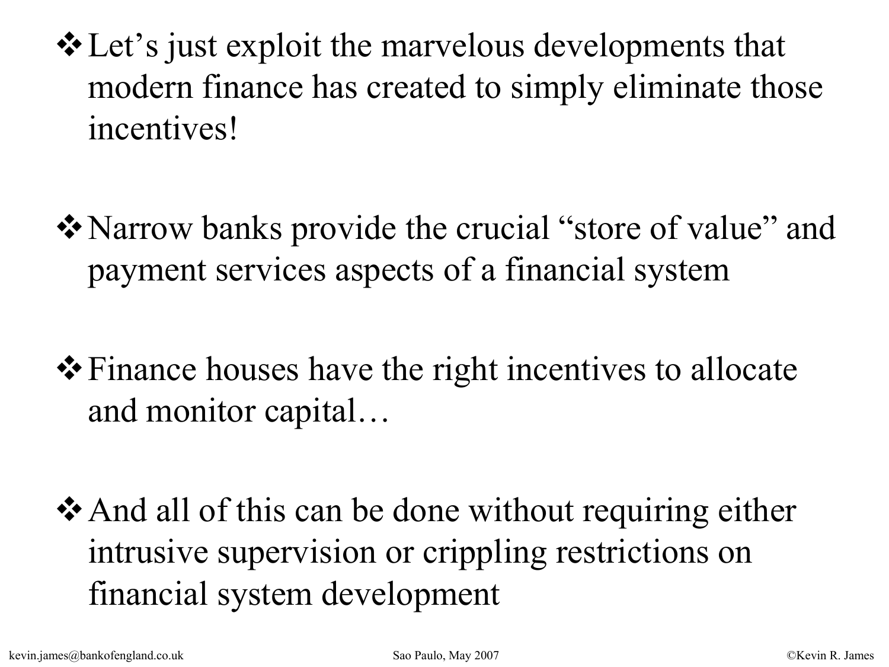- Let's just exploit the marvelous developments that modern finance has created to simply eliminate those incentives!

- Narrow banks provide the crucial "store of value" and payment services aspects of a financial system

- Finance houses have the right incentives to allocate and monitor capital…

- And all of this can be done without requiring either intrusive supervision or crippling restrictions on financial system development